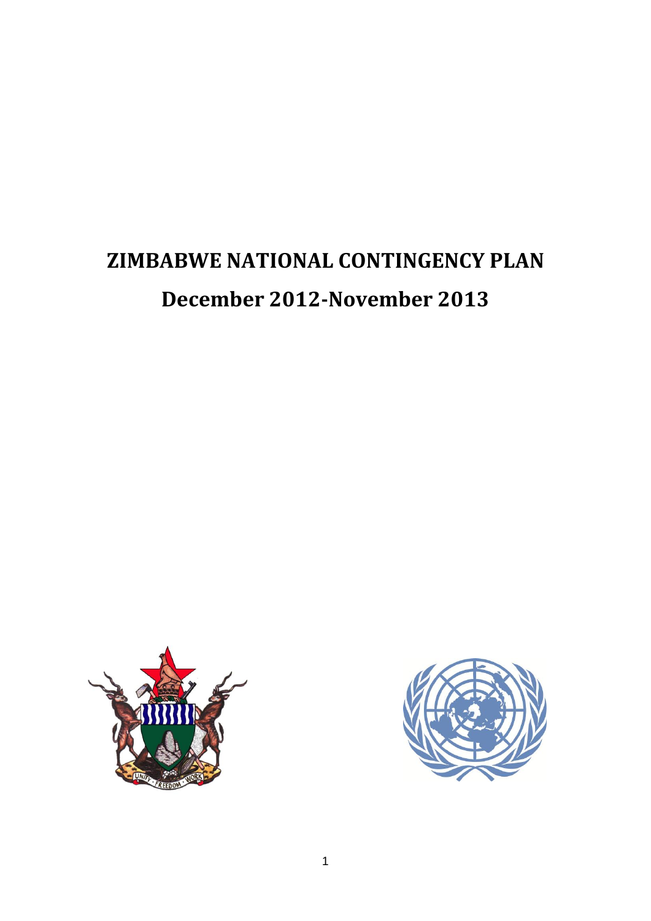# ZIMBABWE NATIONAL CONTINGENCY PLAN

## December 2012-November 2013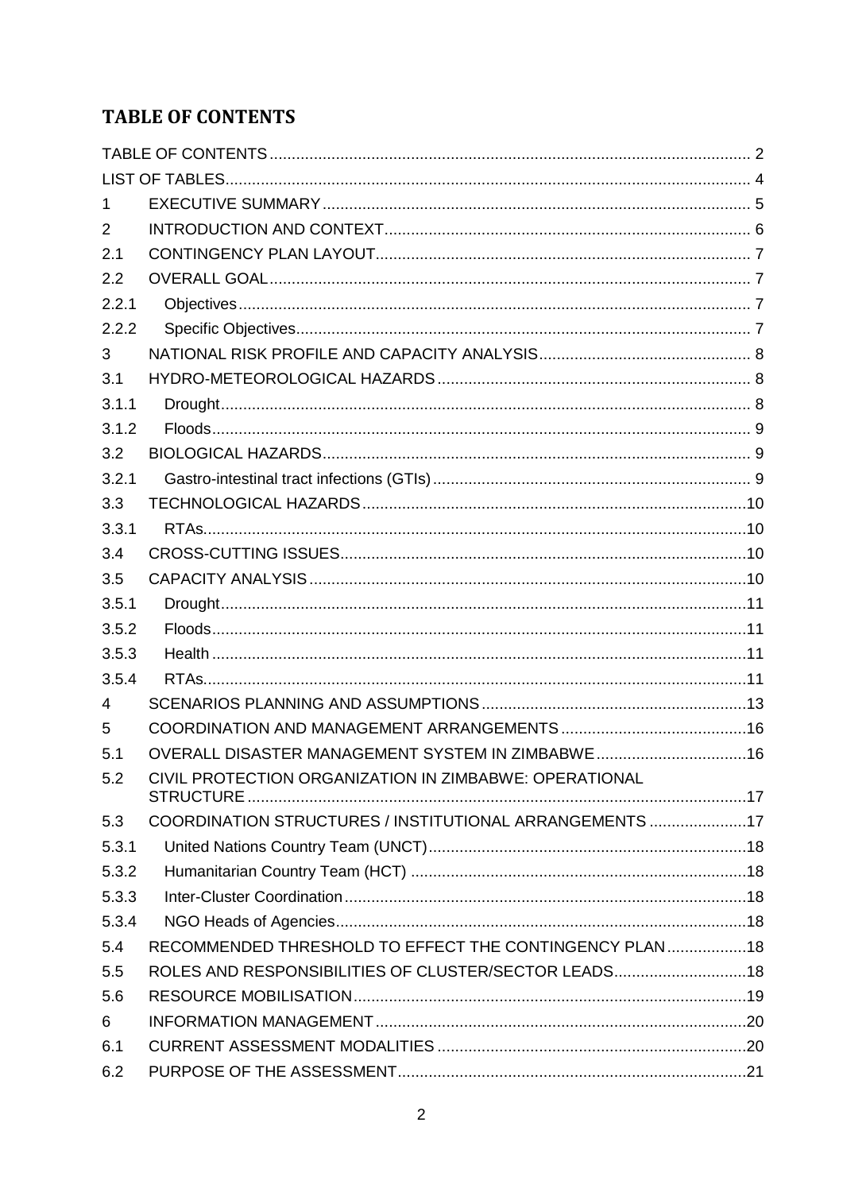# TABLE OF CONTENTS

| | | |
|---|---|---|
| TABLE OF CONTENTS | | 2 |
| LIST OF TABLES | | 4 |
| 1 | EXECUTIVE SUMMARY | 5 |
| 2 | INTRODUCTION AND CONTEXT | 6 |
| 2.1 | CONTINGENCY PLAN LAYOUT | 7 |
| 2.2 | OVERALL GOAL | 7 |
| 2.2.1 | Objectives | 7 |
| 2.2.2 | Specific Objectives | 7 |
| 3 | NATIONAL RISK PROFILE AND CAPACITY ANALYSIS | 8 |
| 3.1 | HYDRO-METEOROLOGICAL HAZARDS | 8 |
| 3.1.1 | Drought | 8 |
| 3.1.2 | Floods | 9 |
| 3.2 | BIOLOGICAL HAZARDS | 9 |
| 3.2.1 | Gastro-intestinal tract infections (GTIs) | 9 |
| 3.3 | TECHNOLOGICAL HAZARDS | 10 |
| 3.3.1 | RTAs | 10 |
| 3.4 | CROSS-CUTTING ISSUES | 10 |
| 3.5 | CAPACITY ANALYSIS | 10 |
| 3.5.1 | Drought | 11 |
| 3.5.2 | Floods | 11 |
| 3.5.3 | Health | 11 |
| 3.5.4 | RTAs | 11 |
| 4 | SCENARIOS PLANNING AND ASSUMPTIONS | 13 |
| 5 | COORDINATION AND MANAGEMENT ARRANGEMENTS | 16 |
| 5.1 | OVERALL DISASTER MANAGEMENT SYSTEM IN ZIMBABWE | 16 |
| 5.2 | CIVIL PROTECTION ORGANIZATION IN ZIMBABWE: OPERATIONAL STRUCTURE | 17 |
| 5.3 | COORDINATION STRUCTURES / INSTITUTIONAL ARRANGEMENTS | 17 |
| 5.3.1 | United Nations Country Team (UNCT) | 18 |
| 5.3.2 | Humanitarian Country Team (HCT) | 18 |
| 5.3.3 | Inter-Cluster Coordination | 18 |
| 5.3.4 | NGO Heads of Agencies | 18 |
| 5.4 | RECOMMENDED THRESHOLD TO EFFECT THE CONTINGENCY PLAN | 18 |
| 5.5 | ROLES AND RESPONSIBILITIES OF CLUSTER/SECTOR LEADS | 18 |
| 5.6 | RESOURCE MOBILISATION | 19 |
| 6 | INFORMATION MANAGEMENT | 20 |
| 6.1 | CURRENT ASSESSMENT MODALITIES | 20 |
| 6.2 | PURPOSE OF THE ASSESSMENT | 21 |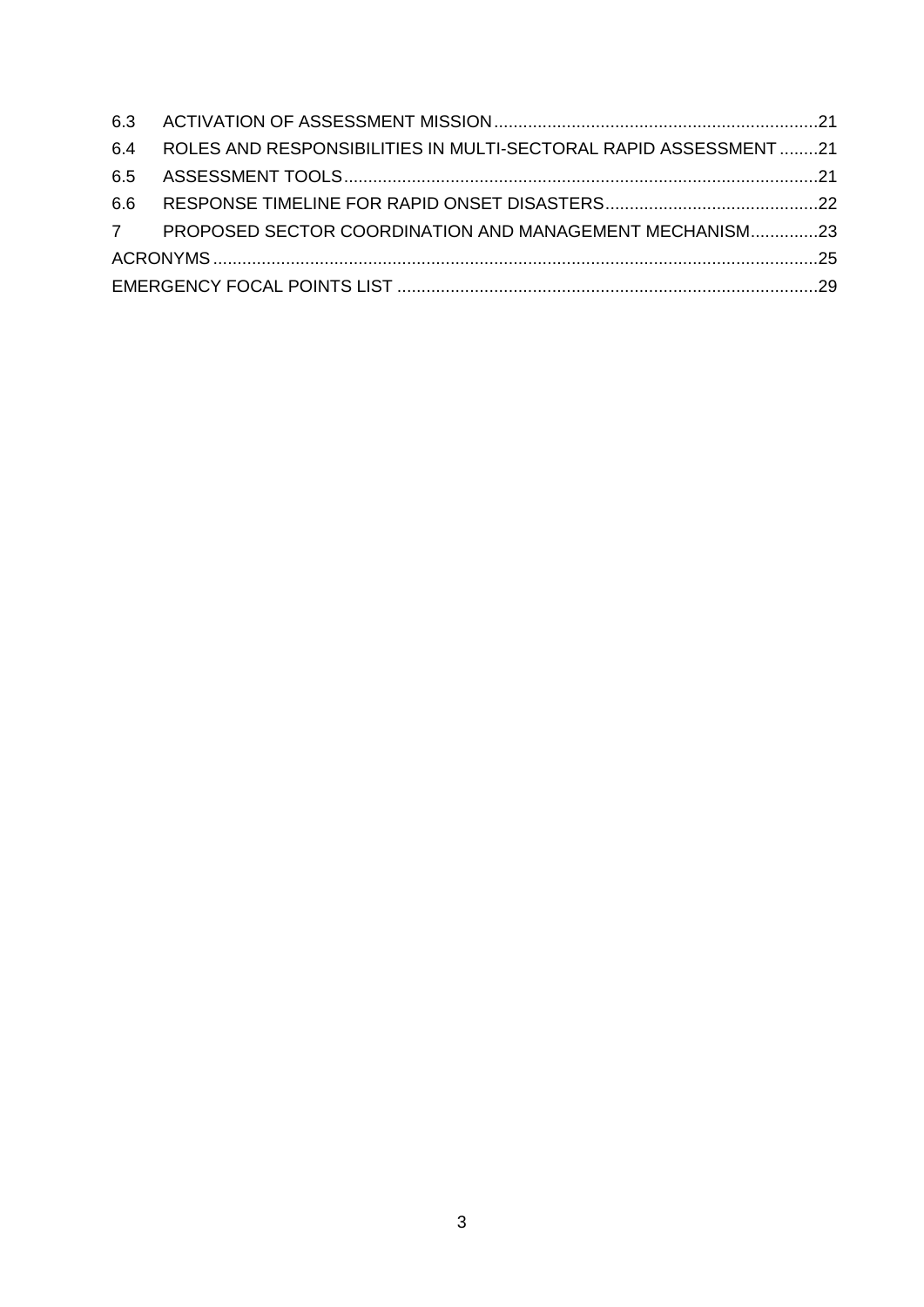6.3 ACTIVATION OF ASSESSMENT MISSION....21

6.4 ROLES AND RESPONSIBILITIES IN MULTI-SECTORAL RAPID ASSESSMENT....21

6.5 ASSESSMENT TOOLS....21

6.6 RESPONSE TIMELINE FOR RAPID ONSET DISASTERS....22

7 PROPOSED SECTOR COORDINATION AND MANAGEMENT MECHANISM....23

ACRONYMS....25

EMERGENCY FOCAL POINTS LIST....29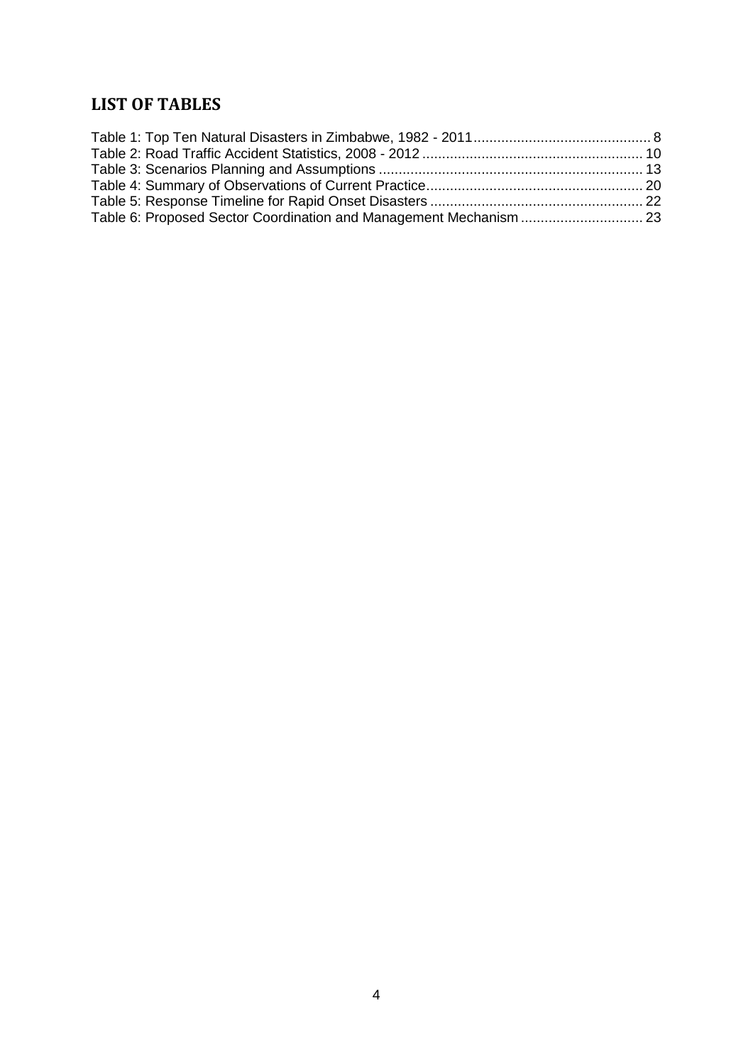## LIST OF TABLES

Table 1: Top Ten Natural Disasters in Zimbabwe, 1982 - 2011 ............................................ 8
Table 2: Road Traffic Accident Statistics, 2008 - 2012 ........................................................ 10
Table 3: Scenarios Planning and Assumptions ................................................................... 13
Table 4: Summary of Observations of Current Practice....................................................... 20
Table 5: Response Timeline for Rapid Onset Disasters ...................................................... 22
Table 6: Proposed Sector Coordination and Management Mechanism ............................... 23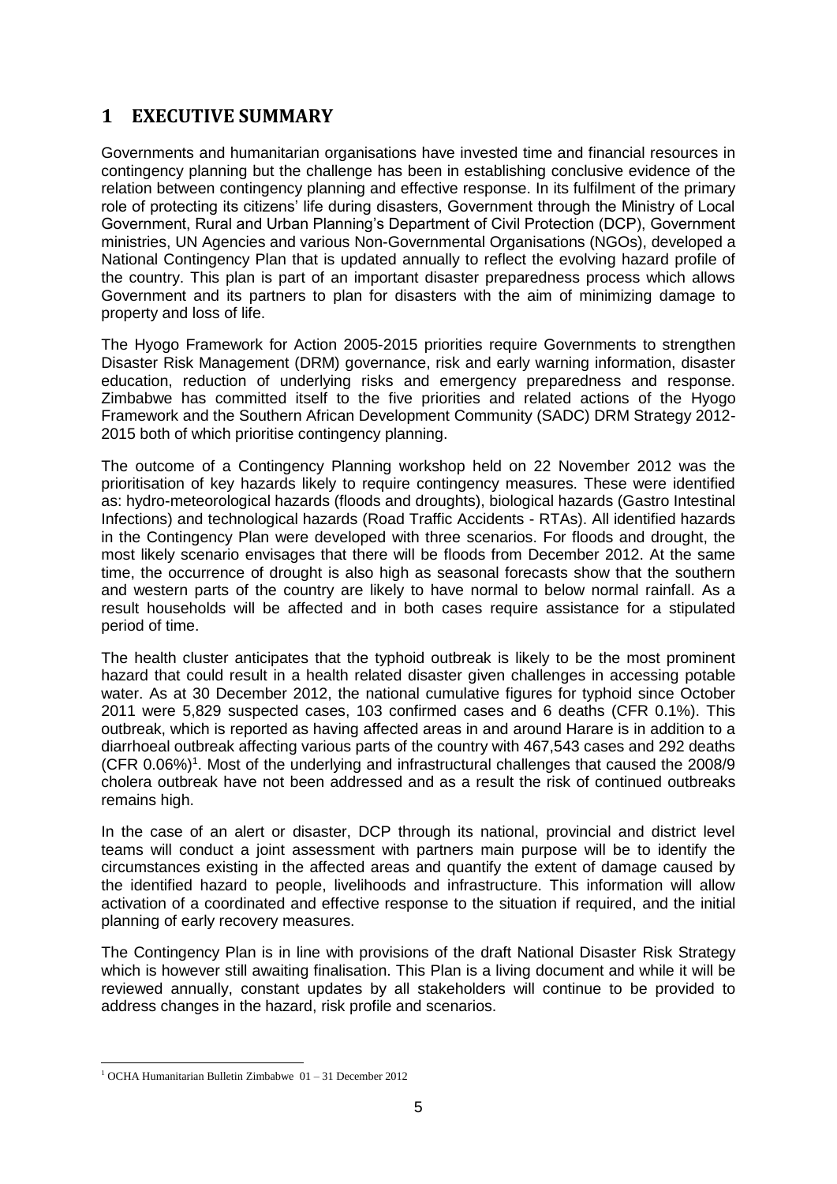# 1 EXECUTIVE SUMMARY

Governments and humanitarian organisations have invested time and financial resources in contingency planning but the challenge has been in establishing conclusive evidence of the relation between contingency planning and effective response. In its fulfilment of the primary role of protecting its citizens' life during disasters, Government through the Ministry of Local Government, Rural and Urban Planning's Department of Civil Protection (DCP), Government ministries, UN Agencies and various Non-Governmental Organisations (NGOs), developed a National Contingency Plan that is updated annually to reflect the evolving hazard profile of the country. This plan is part of an important disaster preparedness process which allows Government and its partners to plan for disasters with the aim of minimizing damage to property and loss of life.

The Hyogo Framework for Action 2005-2015 priorities require Governments to strengthen Disaster Risk Management (DRM) governance, risk and early warning information, disaster education, reduction of underlying risks and emergency preparedness and response. Zimbabwe has committed itself to the five priorities and related actions of the Hyogo Framework and the Southern African Development Community (SADC) DRM Strategy 2012-2015 both of which prioritise contingency planning.

The outcome of a Contingency Planning workshop held on 22 November 2012 was the prioritisation of key hazards likely to require contingency measures. These were identified as: hydro-meteorological hazards (floods and droughts), biological hazards (Gastro Intestinal Infections) and technological hazards (Road Traffic Accidents - RTAs). All identified hazards in the Contingency Plan were developed with three scenarios. For floods and drought, the most likely scenario envisages that there will be floods from December 2012. At the same time, the occurrence of drought is also high as seasonal forecasts show that the southern and western parts of the country are likely to have normal to below normal rainfall. As a result households will be affected and in both cases require assistance for a stipulated period of time.

The health cluster anticipates that the typhoid outbreak is likely to be the most prominent hazard that could result in a health related disaster given challenges in accessing potable water. As at 30 December 2012, the national cumulative figures for typhoid since October 2011 were 5,829 suspected cases, 103 confirmed cases and 6 deaths (CFR 0.1%). This outbreak, which is reported as having affected areas in and around Harare is in addition to a diarrhoeal outbreak affecting various parts of the country with 467,543 cases and 292 deaths (CFR 0.06%)[1]. Most of the underlying and infrastructural challenges that caused the 2008/9 cholera outbreak have not been addressed and as a result the risk of continued outbreaks remains high.

In the case of an alert or disaster, DCP through its national, provincial and district level teams will conduct a joint assessment with partners main purpose will be to identify the circumstances existing in the affected areas and quantify the extent of damage caused by the identified hazard to people, livelihoods and infrastructure. This information will allow activation of a coordinated and effective response to the situation if required, and the initial planning of early recovery measures.

The Contingency Plan is in line with provisions of the draft National Disaster Risk Strategy which is however still awaiting finalisation. This Plan is a living document and while it will be reviewed annually, constant updates by all stakeholders will continue to be provided to address changes in the hazard, risk profile and scenarios.

---

[1] OCHA Humanitarian Bulletin Zimbabwe 01 – 31 December 2012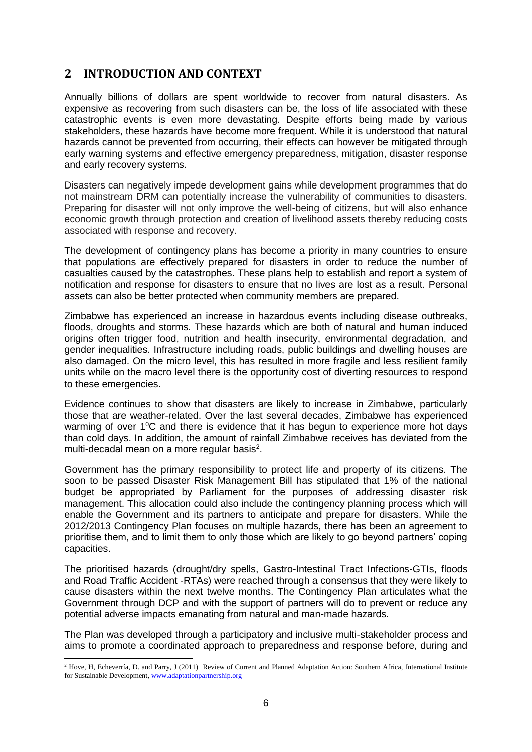## 2 INTRODUCTION AND CONTEXT

Annually billions of dollars are spent worldwide to recover from natural disasters. As expensive as recovering from such disasters can be, the loss of life associated with these catastrophic events is even more devastating. Despite efforts being made by various stakeholders, these hazards have become more frequent. While it is understood that natural hazards cannot be prevented from occurring, their effects can however be mitigated through early warning systems and effective emergency preparedness, mitigation, disaster response and early recovery systems.

Disasters can negatively impede development gains while development programmes that do not mainstream DRM can potentially increase the vulnerability of communities to disasters. Preparing for disaster will not only improve the well-being of citizens, but will also enhance economic growth through protection and creation of livelihood assets thereby reducing costs associated with response and recovery.

The development of contingency plans has become a priority in many countries to ensure that populations are effectively prepared for disasters in order to reduce the number of casualties caused by the catastrophes. These plans help to establish and report a system of notification and response for disasters to ensure that no lives are lost as a result. Personal assets can also be better protected when community members are prepared.

Zimbabwe has experienced an increase in hazardous events including disease outbreaks, floods, droughts and storms. These hazards which are both of natural and human induced origins often trigger food, nutrition and health insecurity, environmental degradation, and gender inequalities. Infrastructure including roads, public buildings and dwelling houses are also damaged. On the micro level, this has resulted in more fragile and less resilient family units while on the macro level there is the opportunity cost of diverting resources to respond to these emergencies.

Evidence continues to show that disasters are likely to increase in Zimbabwe, particularly those that are weather-related. Over the last several decades, Zimbabwe has experienced warming of over $1^0$C and there is evidence that it has begun to experience more hot days than cold days. In addition, the amount of rainfall Zimbabwe receives has deviated from the multi-decadal mean on a more regular basis[2].

Government has the primary responsibility to protect life and property of its citizens. The soon to be passed Disaster Risk Management Bill has stipulated that 1% of the national budget be appropriated by Parliament for the purposes of addressing disaster risk management. This allocation could also include the contingency planning process which will enable the Government and its partners to anticipate and prepare for disasters. While the 2012/2013 Contingency Plan focuses on multiple hazards, there has been an agreement to prioritise them, and to limit them to only those which are likely to go beyond partners' coping capacities.

The prioritised hazards (drought/dry spells, Gastro-Intestinal Tract Infections-GTIs, floods and Road Traffic Accident -RTAs) were reached through a consensus that they were likely to cause disasters within the next twelve months. The Contingency Plan articulates what the Government through DCP and with the support of partners will do to prevent or reduce any potential adverse impacts emanating from natural and man-made hazards.

The Plan was developed through a participatory and inclusive multi-stakeholder process and aims to promote a coordinated approach to preparedness and response before, during and

[2] Hove, H, Echeverría, D. and Parry, J (2011) Review of Current and Planned Adaptation Action: Southern Africa, International Institute for Sustainable Development, www.adaptationpartnership.org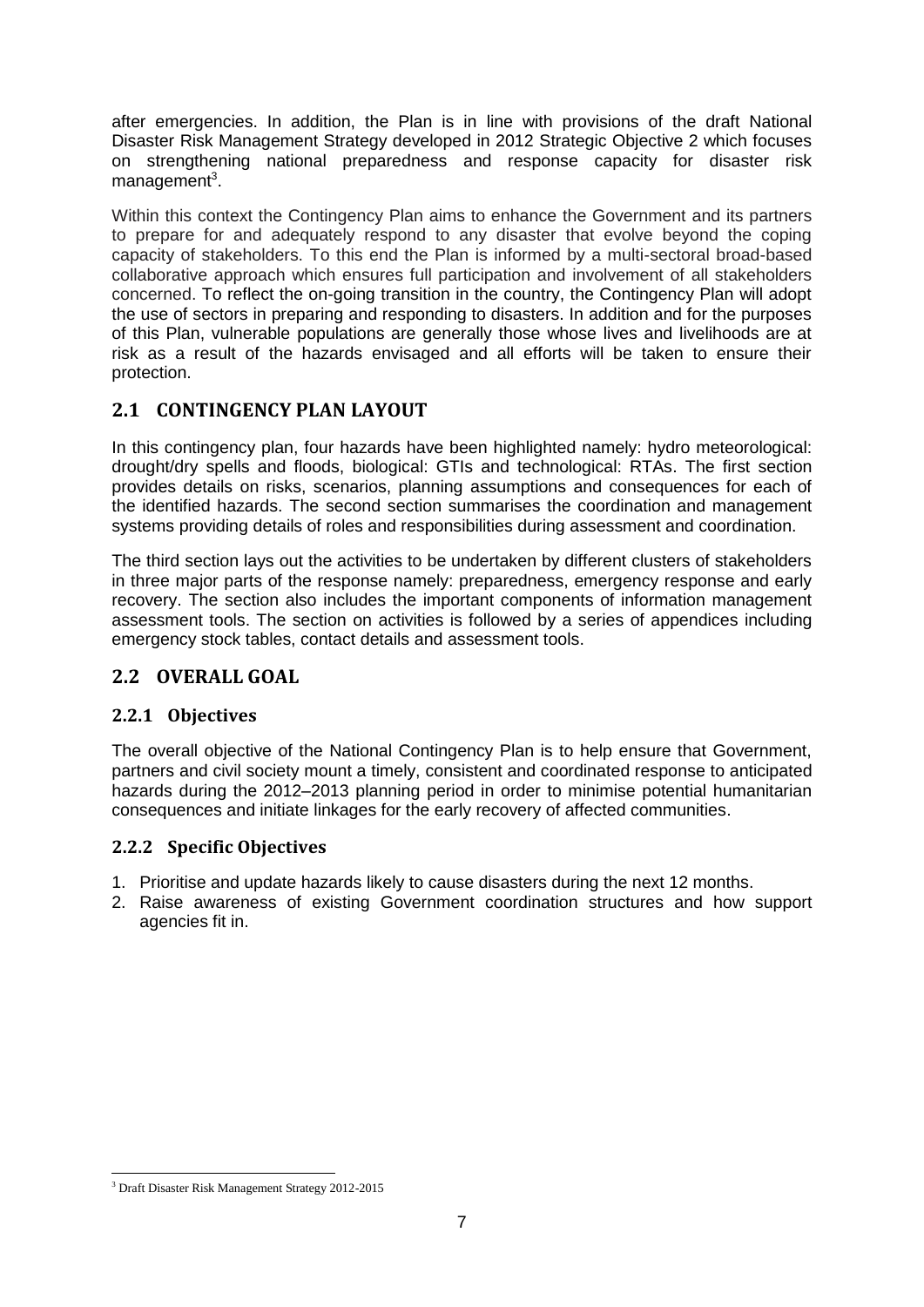after emergencies. In addition, the Plan is in line with provisions of the draft National Disaster Risk Management Strategy developed in 2012 Strategic Objective 2 which focuses on strengthening national preparedness and response capacity for disaster risk management[3].

Within this context the Contingency Plan aims to enhance the Government and its partners to prepare for and adequately respond to any disaster that evolve beyond the coping capacity of stakeholders. To this end the Plan is informed by a multi-sectoral broad-based collaborative approach which ensures full participation and involvement of all stakeholders concerned. To reflect the on-going transition in the country, the Contingency Plan will adopt the use of sectors in preparing and responding to disasters. In addition and for the purposes of this Plan, vulnerable populations are generally those whose lives and livelihoods are at risk as a result of the hazards envisaged and all efforts will be taken to ensure their protection.

## 2.1 CONTINGENCY PLAN LAYOUT

In this contingency plan, four hazards have been highlighted namely: hydro meteorological: drought/dry spells and floods, biological: GTIs and technological: RTAs. The first section provides details on risks, scenarios, planning assumptions and consequences for each of the identified hazards. The second section summarises the coordination and management systems providing details of roles and responsibilities during assessment and coordination.

The third section lays out the activities to be undertaken by different clusters of stakeholders in three major parts of the response namely: preparedness, emergency response and early recovery. The section also includes the important components of information management assessment tools. The section on activities is followed by a series of appendices including emergency stock tables, contact details and assessment tools.

## 2.2 OVERALL GOAL

### 2.2.1 Objectives

The overall objective of the National Contingency Plan is to help ensure that Government, partners and civil society mount a timely, consistent and coordinated response to anticipated hazards during the 2012–2013 planning period in order to minimise potential humanitarian consequences and initiate linkages for the early recovery of affected communities.

### 2.2.2 Specific Objectives

1. Prioritise and update hazards likely to cause disasters during the next 12 months.
2. Raise awareness of existing Government coordination structures and how support agencies fit in.

[3] Draft Disaster Risk Management Strategy 2012-2015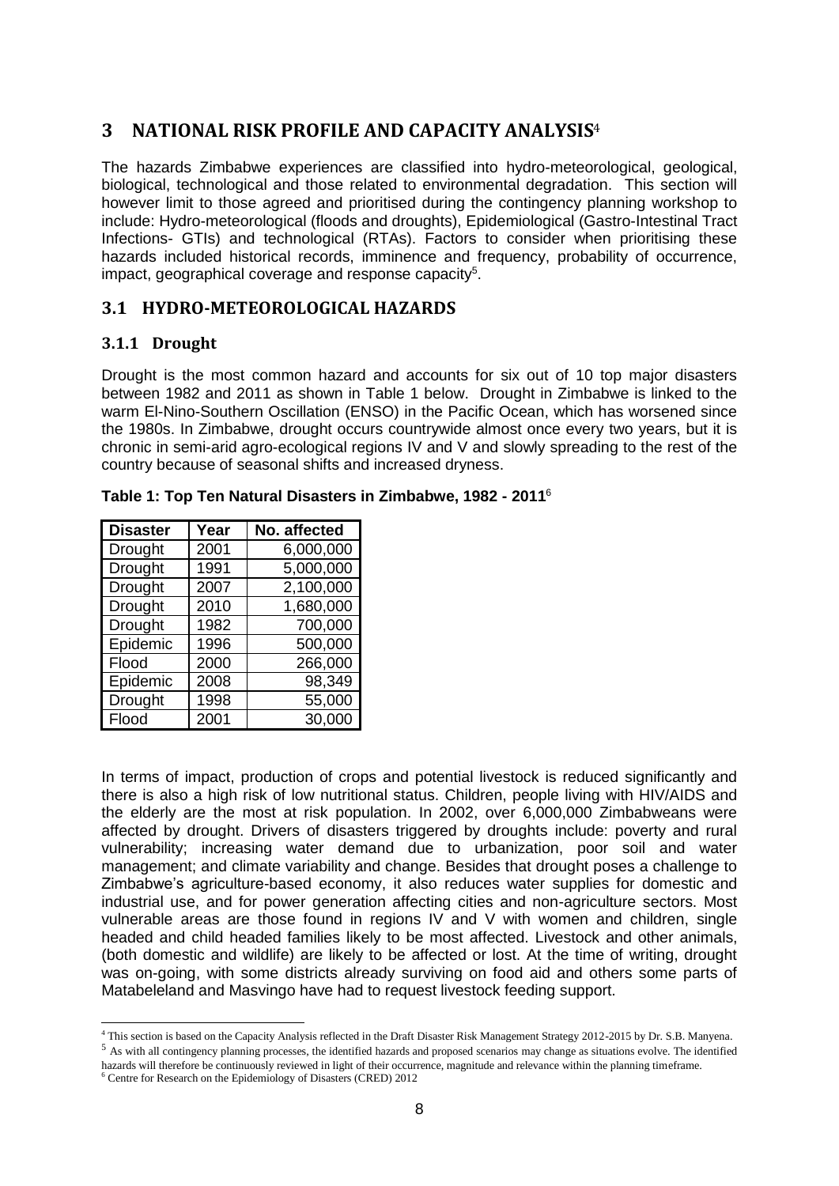# 3 NATIONAL RISK PROFILE AND CAPACITY ANALYSIS[4]

The hazards Zimbabwe experiences are classified into hydro-meteorological, geological, biological, technological and those related to environmental degradation. This section will however limit to those agreed and prioritised during the contingency planning workshop to include: Hydro-meteorological (floods and droughts), Epidemiological (Gastro-Intestinal Tract Infections- GTIs) and technological (RTAs). Factors to consider when prioritising these hazards included historical records, imminence and frequency, probability of occurrence, impact, geographical coverage and response capacity[5].

## 3.1 HYDRO-METEOROLOGICAL HAZARDS

### 3.1.1 Drought

Drought is the most common hazard and accounts for six out of 10 top major disasters between 1982 and 2011 as shown in Table 1 below. Drought in Zimbabwe is linked to the warm El-Nino-Southern Oscillation (ENSO) in the Pacific Ocean, which has worsened since the 1980s. In Zimbabwe, drought occurs countrywide almost once every two years, but it is chronic in semi-arid agro-ecological regions IV and V and slowly spreading to the rest of the country because of seasonal shifts and increased dryness.

**Table 1: Top Ten Natural Disasters in Zimbabwe, 1982 - 2011**[6]

| Disaster | Year | No. affected |
|---|---|---|
| Drought | 2001 | 6,000,000 |
| Drought | 1991 | 5,000,000 |
| Drought | 2007 | 2,100,000 |
| Drought | 2010 | 1,680,000 |
| Drought | 1982 | 700,000 |
| Epidemic | 1996 | 500,000 |
| Flood | 2000 | 266,000 |
| Epidemic | 2008 | 98,349 |
| Drought | 1998 | 55,000 |
| Flood | 2001 | 30,000 |

In terms of impact, production of crops and potential livestock is reduced significantly and there is also a high risk of low nutritional status. Children, people living with HIV/AIDS and the elderly are the most at risk population. In 2002, over 6,000,000 Zimbabweans were affected by drought. Drivers of disasters triggered by droughts include: poverty and rural vulnerability; increasing water demand due to urbanization, poor soil and water management; and climate variability and change. Besides that drought poses a challenge to Zimbabwe's agriculture-based economy, it also reduces water supplies for domestic and industrial use, and for power generation affecting cities and non-agriculture sectors. Most vulnerable areas are those found in regions IV and V with women and children, single headed and child headed families likely to be most affected. Livestock and other animals, (both domestic and wildlife) are likely to be affected or lost. At the time of writing, drought was on-going, with some districts already surviving on food aid and others some parts of Matabeleland and Masvingo have had to request livestock feeding support.

---

[4] This section is based on the Capacity Analysis reflected in the Draft Disaster Risk Management Strategy 2012-2015 by Dr. S.B. Manyena.

[5] As with all contingency planning processes, the identified hazards and proposed scenarios may change as situations evolve. The identified hazards will therefore be continuously reviewed in light of their occurrence, magnitude and relevance within the planning timeframe.

[6] Centre for Research on the Epidemiology of Disasters (CRED) 2012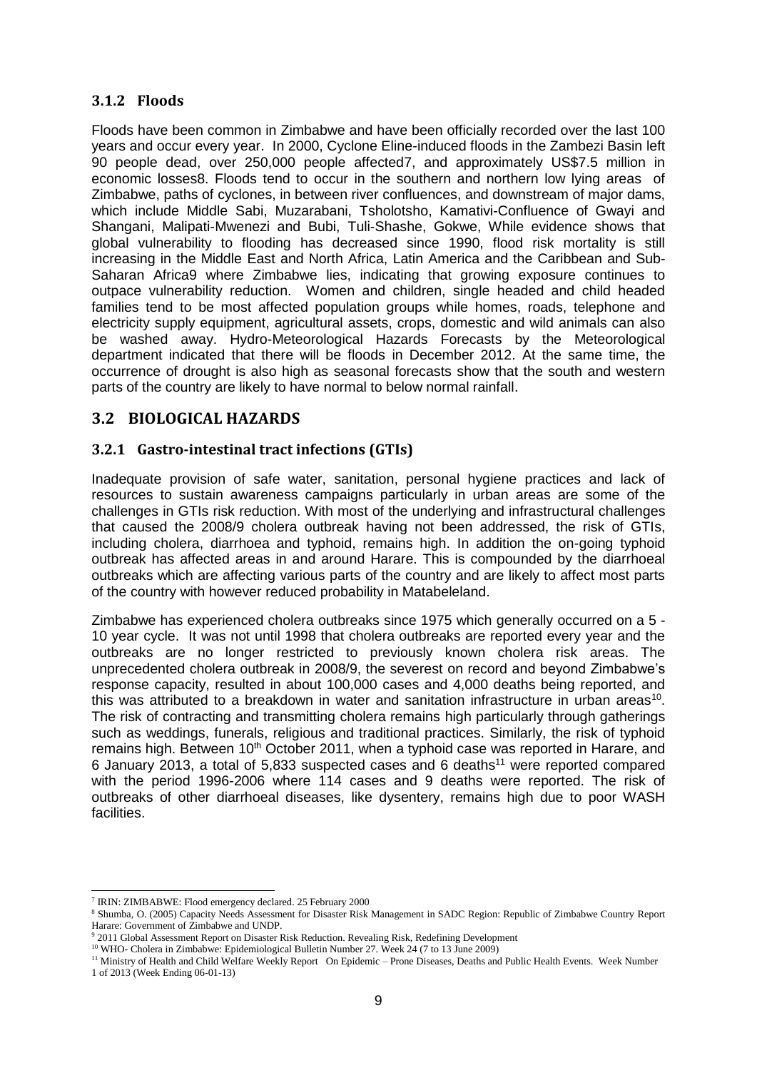### 3.1.2 Floods

Floods have been common in Zimbabwe and have been officially recorded over the last 100 years and occur every year. In 2000, Cyclone Eline-induced floods in the Zambezi Basin left 90 people dead, over 250,000 people affected7, and approximately US$7.5 million in economic losses8. Floods tend to occur in the southern and northern low lying areas of Zimbabwe, paths of cyclones, in between river confluences, and downstream of major dams, which include Middle Sabi, Muzarabani, Tsholotsho, Kamativi-Confluence of Gwayi and Shangani, Malipati-Mwenezi and Bubi, Tuli-Shashe, Gokwe, While evidence shows that global vulnerability to flooding has decreased since 1990, flood risk mortality is still increasing in the Middle East and North Africa, Latin America and the Caribbean and Sub-Saharan Africa9 where Zimbabwe lies, indicating that growing exposure continues to outpace vulnerability reduction. Women and children, single headed and child headed families tend to be most affected population groups while homes, roads, telephone and electricity supply equipment, agricultural assets, crops, domestic and wild animals can also be washed away. Hydro-Meteorological Hazards Forecasts by the Meteorological department indicated that there will be floods in December 2012. At the same time, the occurrence of drought is also high as seasonal forecasts show that the south and western parts of the country are likely to have normal to below normal rainfall.

## 3.2 BIOLOGICAL HAZARDS

### 3.2.1 Gastro-intestinal tract infections (GTIs)

Inadequate provision of safe water, sanitation, personal hygiene practices and lack of resources to sustain awareness campaigns particularly in urban areas are some of the challenges in GTIs risk reduction. With most of the underlying and infrastructural challenges that caused the 2008/9 cholera outbreak having not been addressed, the risk of GTIs, including cholera, diarrhoea and typhoid, remains high. In addition the on-going typhoid outbreak has affected areas in and around Harare. This is compounded by the diarrhoeal outbreaks which are affecting various parts of the country and are likely to affect most parts of the country with however reduced probability in Matabeleland.

Zimbabwe has experienced cholera outbreaks since 1975 which generally occurred on a 5 - 10 year cycle. It was not until 1998 that cholera outbreaks are reported every year and the outbreaks are no longer restricted to previously known cholera risk areas. The unprecedented cholera outbreak in 2008/9, the severest on record and beyond Zimbabwe's response capacity, resulted in about 100,000 cases and 4,000 deaths being reported, and this was attributed to a breakdown in water and sanitation infrastructure in urban areas[10]. The risk of contracting and transmitting cholera remains high particularly through gatherings such as weddings, funerals, religious and traditional practices. Similarly, the risk of typhoid remains high. Between 10th October 2011, when a typhoid case was reported in Harare, and 6 January 2013, a total of 5,833 suspected cases and 6 deaths[11] were reported compared with the period 1996-2006 where 114 cases and 9 deaths were reported. The risk of outbreaks of other diarrhoeal diseases, like dysentery, remains high due to poor WASH facilities.

---

[7] IRIN: ZIMBABWE: Flood emergency declared. 25 February 2000

[8] Shumba, O. (2005) Capacity Needs Assessment for Disaster Risk Management in SADC Region: Republic of Zimbabwe Country Report Harare: Government of Zimbabwe and UNDP.

[9] 2011 Global Assessment Report on Disaster Risk Reduction. Revealing Risk, Redefining Development

[10] WHO- Cholera in Zimbabwe: Epidemiological Bulletin Number 27. Week 24 (7 to 13 June 2009)

[11] Ministry of Health and Child Welfare Weekly Report On Epidemic – Prone Diseases, Deaths and Public Health Events. Week Number 1 of 2013 (Week Ending 06-01-13)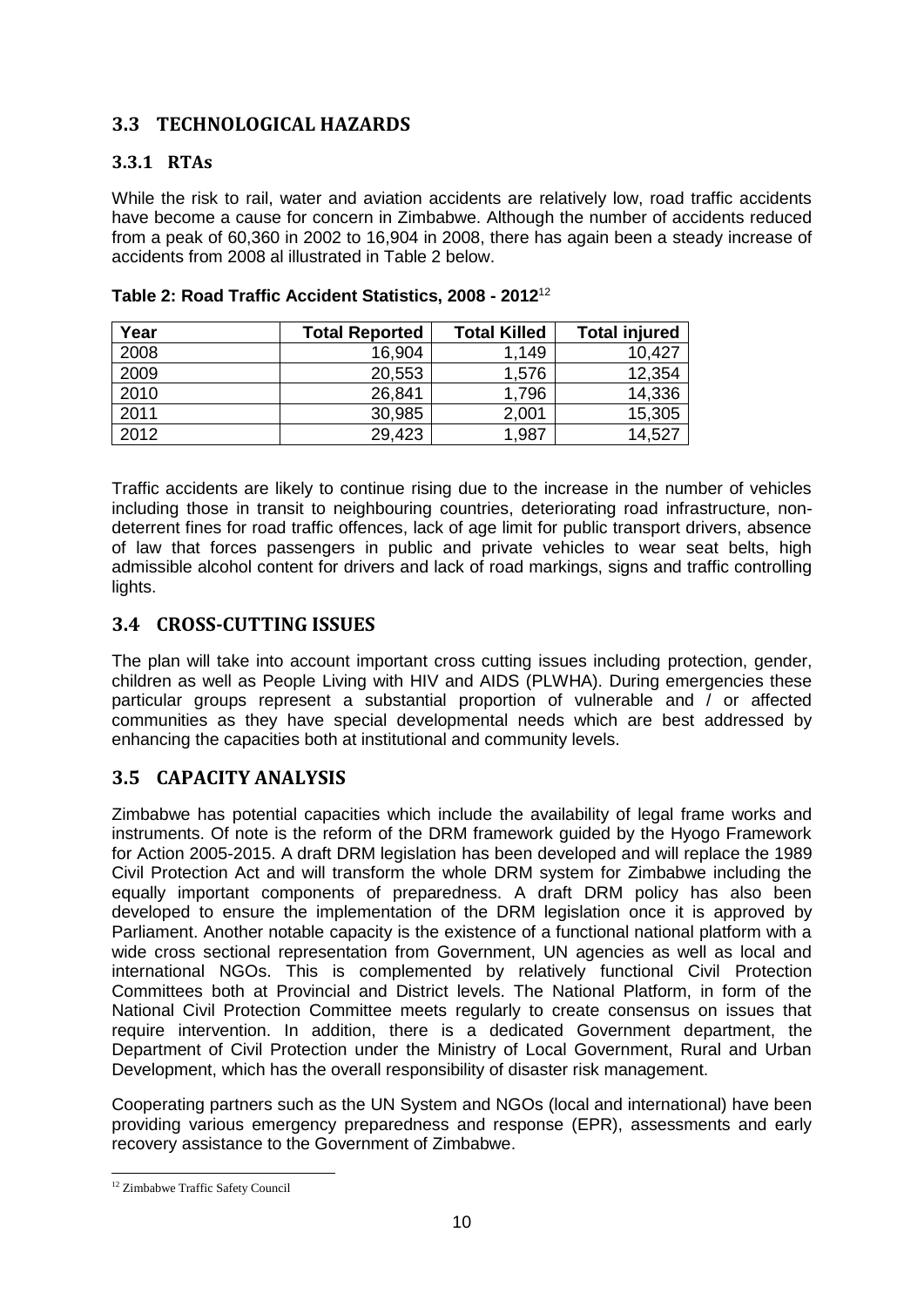## 3.3 TECHNOLOGICAL HAZARDS

### 3.3.1 RTAs

While the risk to rail, water and aviation accidents are relatively low, road traffic accidents have become a cause for concern in Zimbabwe. Although the number of accidents reduced from a peak of 60,360 in 2002 to 16,904 in 2008, there has again been a steady increase of accidents from 2008 al illustrated in Table 2 below.

**Table 2: Road Traffic Accident Statistics, 2008 - 2012**[12]

| Year | Total Reported | Total Killed | Total injured |
|---|---|---|---|
| 2008 | 16,904 | 1,149 | 10,427 |
| 2009 | 20,553 | 1,576 | 12,354 |
| 2010 | 26,841 | 1,796 | 14,336 |
| 2011 | 30,985 | 2,001 | 15,305 |
| 2012 | 29,423 | 1,987 | 14,527 |

Traffic accidents are likely to continue rising due to the increase in the number of vehicles including those in transit to neighbouring countries, deteriorating road infrastructure, non-deterrent fines for road traffic offences, lack of age limit for public transport drivers, absence of law that forces passengers in public and private vehicles to wear seat belts, high admissible alcohol content for drivers and lack of road markings, signs and traffic controlling lights.

## 3.4 CROSS-CUTTING ISSUES

The plan will take into account important cross cutting issues including protection, gender, children as well as People Living with HIV and AIDS (PLWHA). During emergencies these particular groups represent a substantial proportion of vulnerable and / or affected communities as they have special developmental needs which are best addressed by enhancing the capacities both at institutional and community levels.

## 3.5 CAPACITY ANALYSIS

Zimbabwe has potential capacities which include the availability of legal frame works and instruments. Of note is the reform of the DRM framework guided by the Hyogo Framework for Action 2005-2015. A draft DRM legislation has been developed and will replace the 1989 Civil Protection Act and will transform the whole DRM system for Zimbabwe including the equally important components of preparedness. A draft DRM policy has also been developed to ensure the implementation of the DRM legislation once it is approved by Parliament. Another notable capacity is the existence of a functional national platform with a wide cross sectional representation from Government, UN agencies as well as local and international NGOs. This is complemented by relatively functional Civil Protection Committees both at Provincial and District levels. The National Platform, in form of the National Civil Protection Committee meets regularly to create consensus on issues that require intervention. In addition, there is a dedicated Government department, the Department of Civil Protection under the Ministry of Local Government, Rural and Urban Development, which has the overall responsibility of disaster risk management.

Cooperating partners such as the UN System and NGOs (local and international) have been providing various emergency preparedness and response (EPR), assessments and early recovery assistance to the Government of Zimbabwe.

[12] Zimbabwe Traffic Safety Council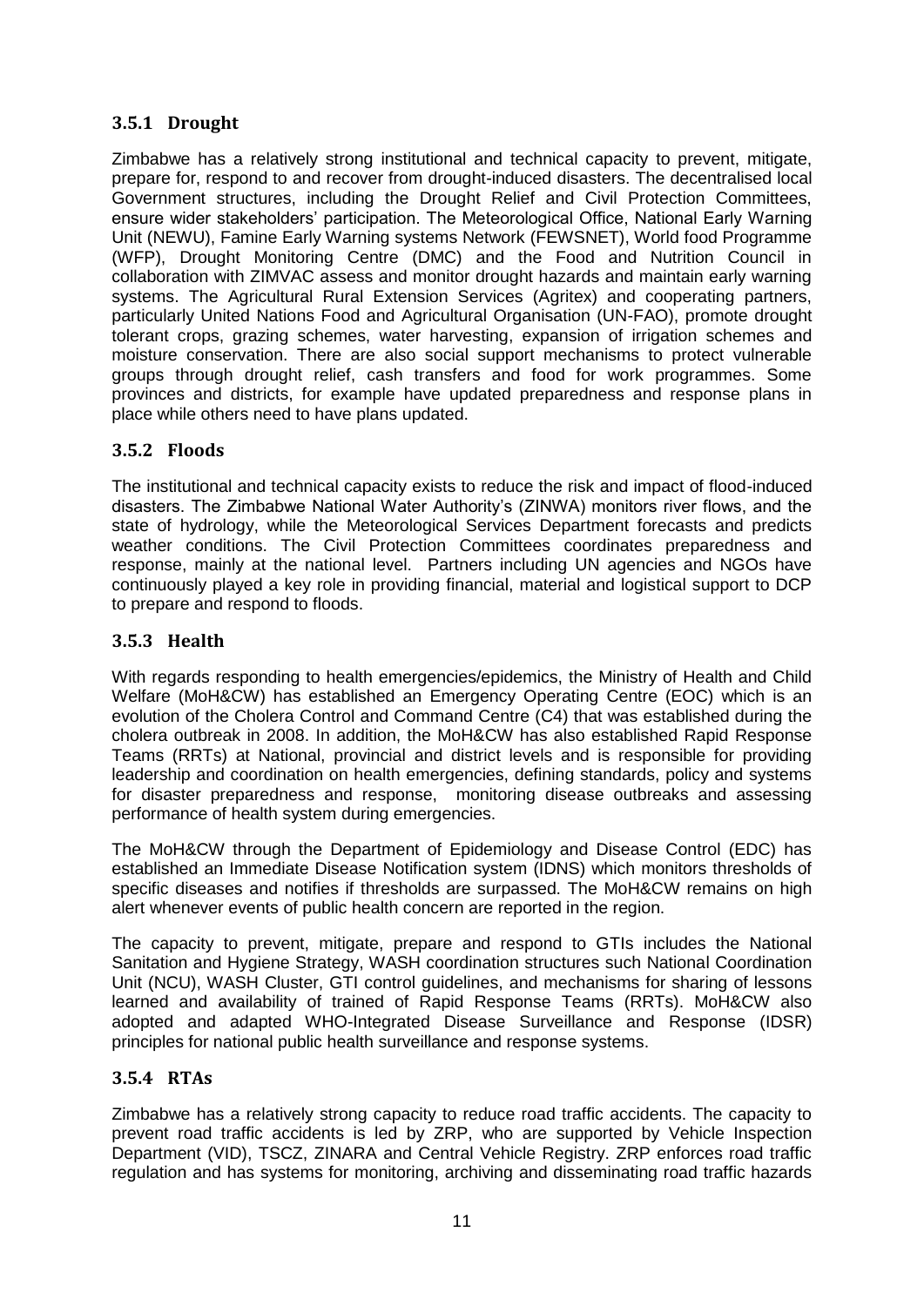### 3.5.1 Drought

Zimbabwe has a relatively strong institutional and technical capacity to prevent, mitigate, prepare for, respond to and recover from drought-induced disasters. The decentralised local Government structures, including the Drought Relief and Civil Protection Committees, ensure wider stakeholders' participation. The Meteorological Office, National Early Warning Unit (NEWU), Famine Early Warning systems Network (FEWSNET), World food Programme (WFP), Drought Monitoring Centre (DMC) and the Food and Nutrition Council in collaboration with ZIMVAC assess and monitor drought hazards and maintain early warning systems. The Agricultural Rural Extension Services (Agritex) and cooperating partners, particularly United Nations Food and Agricultural Organisation (UN-FAO), promote drought tolerant crops, grazing schemes, water harvesting, expansion of irrigation schemes and moisture conservation. There are also social support mechanisms to protect vulnerable groups through drought relief, cash transfers and food for work programmes. Some provinces and districts, for example have updated preparedness and response plans in place while others need to have plans updated.

### 3.5.2 Floods

The institutional and technical capacity exists to reduce the risk and impact of flood-induced disasters. The Zimbabwe National Water Authority's (ZINWA) monitors river flows, and the state of hydrology, while the Meteorological Services Department forecasts and predicts weather conditions. The Civil Protection Committees coordinates preparedness and response, mainly at the national level. Partners including UN agencies and NGOs have continuously played a key role in providing financial, material and logistical support to DCP to prepare and respond to floods.

### 3.5.3 Health

With regards responding to health emergencies/epidemics, the Ministry of Health and Child Welfare (MoH&CW) has established an Emergency Operating Centre (EOC) which is an evolution of the Cholera Control and Command Centre (C4) that was established during the cholera outbreak in 2008. In addition, the MoH&CW has also established Rapid Response Teams (RRTs) at National, provincial and district levels and is responsible for providing leadership and coordination on health emergencies, defining standards, policy and systems for disaster preparedness and response, monitoring disease outbreaks and assessing performance of health system during emergencies.

The MoH&CW through the Department of Epidemiology and Disease Control (EDC) has established an Immediate Disease Notification system (IDNS) which monitors thresholds of specific diseases and notifies if thresholds are surpassed. The MoH&CW remains on high alert whenever events of public health concern are reported in the region.

The capacity to prevent, mitigate, prepare and respond to GTIs includes the National Sanitation and Hygiene Strategy, WASH coordination structures such National Coordination Unit (NCU), WASH Cluster, GTI control guidelines, and mechanisms for sharing of lessons learned and availability of trained of Rapid Response Teams (RRTs). MoH&CW also adopted and adapted WHO-Integrated Disease Surveillance and Response (IDSR) principles for national public health surveillance and response systems.

### 3.5.4 RTAs

Zimbabwe has a relatively strong capacity to reduce road traffic accidents. The capacity to prevent road traffic accidents is led by ZRP, who are supported by Vehicle Inspection Department (VID), TSCZ, ZINARA and Central Vehicle Registry. ZRP enforces road traffic regulation and has systems for monitoring, archiving and disseminating road traffic hazards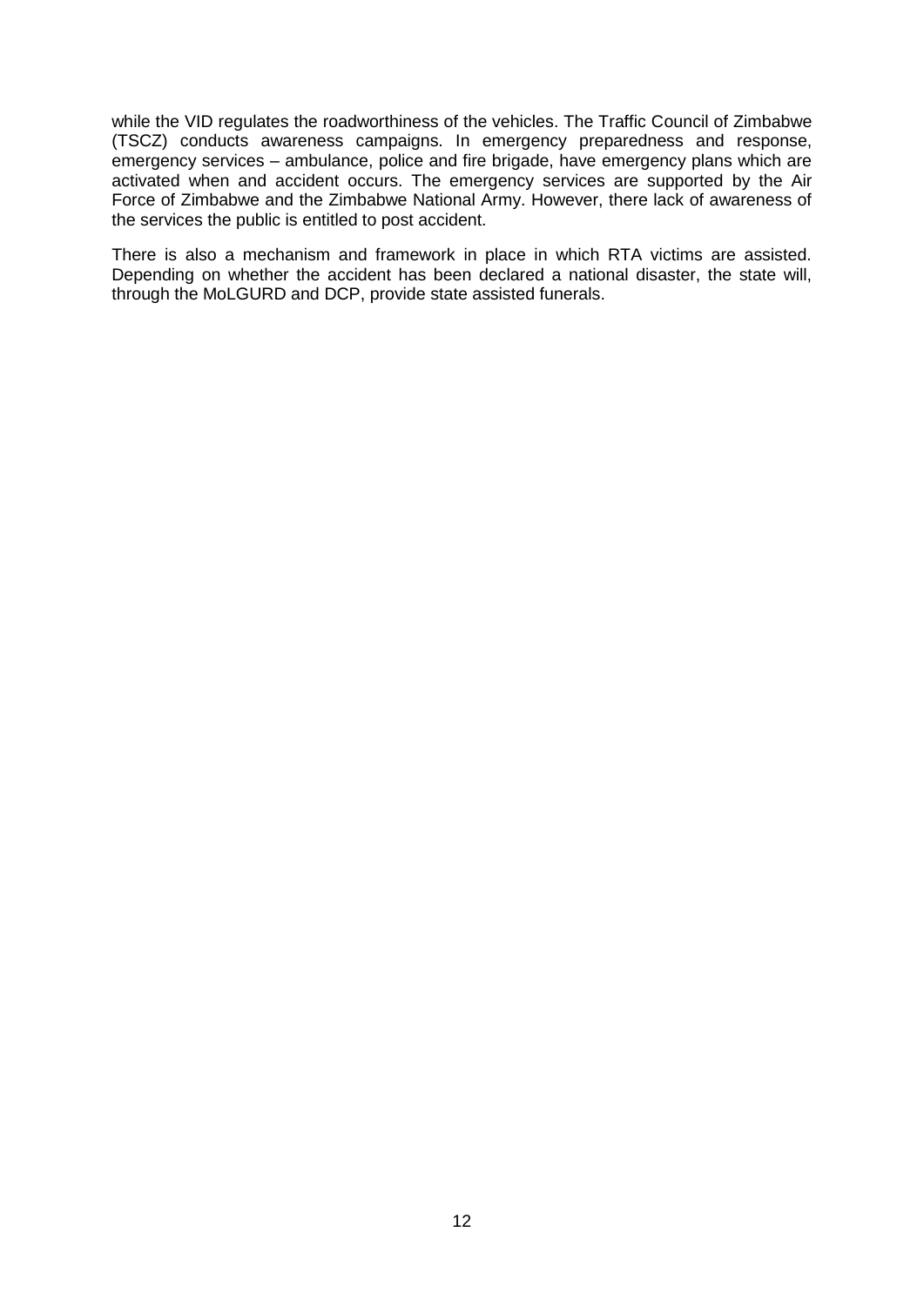while the VID regulates the roadworthiness of the vehicles. The Traffic Council of Zimbabwe (TSCZ) conducts awareness campaigns. In emergency preparedness and response, emergency services – ambulance, police and fire brigade, have emergency plans which are activated when and accident occurs. The emergency services are supported by the Air Force of Zimbabwe and the Zimbabwe National Army. However, there lack of awareness of the services the public is entitled to post accident.

There is also a mechanism and framework in place in which RTA victims are assisted. Depending on whether the accident has been declared a national disaster, the state will, through the MoLGURD and DCP, provide state assisted funerals.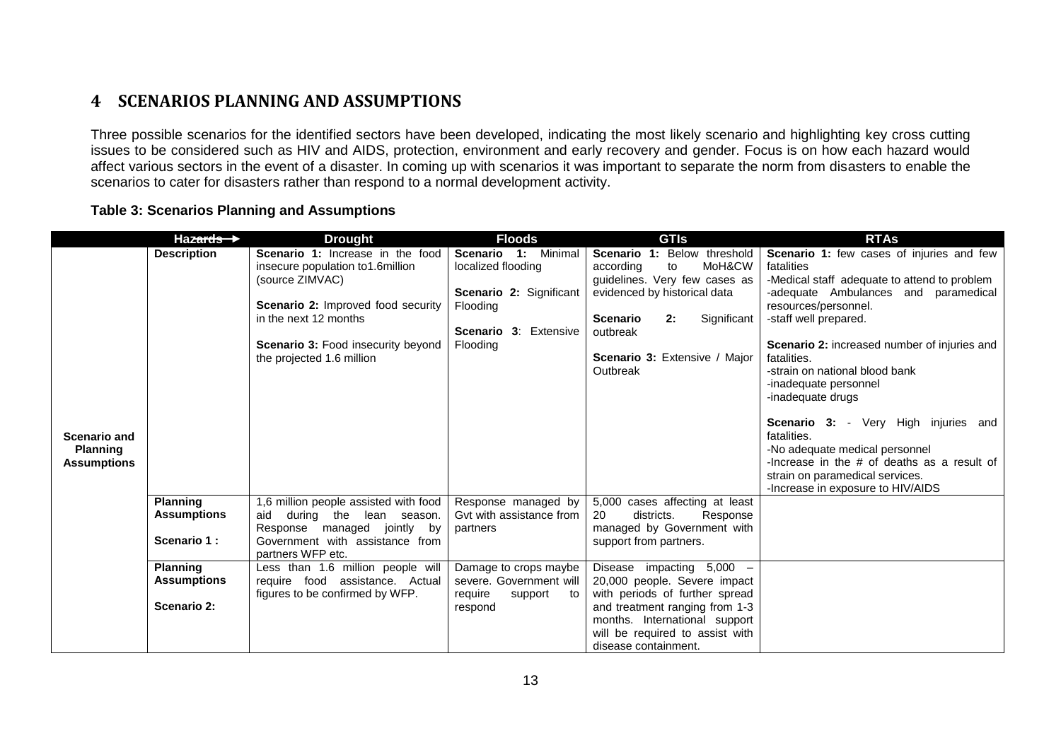## 4 SCENARIOS PLANNING AND ASSUMPTIONS

Three possible scenarios for the identified sectors have been developed, indicating the most likely scenario and highlighting key cross cutting issues to be considered such as HIV and AIDS, protection, environment and early recovery and gender. Focus is on how each hazard would affect various sectors in the event of a disaster. In coming up with scenarios it was important to separate the norm from disasters to enable the scenarios to cater for disasters rather than respond to a normal development activity.

**Table 3: Scenarios Planning and Assumptions**

| | Hazards → | Drought | Floods | GTIs | RTAs |
|---|---|---|---|---|---|
| **Scenario and Planning Assumptions** | **Description** | **Scenario 1:** Increase in the food insecure population to1.6million (source ZIMVAC)<br><br>**Scenario 2:** Improved food security in the next 12 months<br><br>**Scenario 3:** Food insecurity beyond the projected 1.6 million | **Scenario 1:** Minimal localized flooding<br><br>**Scenario 2:** Significant Flooding<br><br>**Scenario 3**: Extensive Flooding | **Scenario 1:** Below threshold according to MoH&CW guidelines. Very few cases as evidenced by historical data<br><br>**Scenario 2:** Significant outbreak<br><br>**Scenario 3:** Extensive / Major Outbreak | **Scenario 1:** few cases of injuries and few fatalities<br>-Medical staff adequate to attend to problem<br>-adequate Ambulances and paramedical resources/personnel.<br>-staff well prepared.<br><br>**Scenario 2:** increased number of injuries and fatalities.<br>-strain on national blood bank<br>-inadequate personnel<br>-inadequate drugs<br><br>**Scenario 3:** - Very High injuries and fatalities.<br>-No adequate medical personnel<br>-Increase in the # of deaths as a result of strain on paramedical services.<br>-Increase in exposure to HIV/AIDS |
| | **Planning Assumptions**<br><br>**Scenario 1 :** | 1,6 million people assisted with food aid during the lean season. Response managed jointly by Government with assistance from partners WFP etc. | Response managed by Gvt with assistance from partners | 5,000 cases affecting at least 20 districts. Response managed by Government with support from partners. | |
| | **Planning Assumptions**<br><br>**Scenario 2:** | Less than 1.6 million people will require food assistance. Actual figures to be confirmed by WFP. | Damage to crops maybe severe. Government will require support to respond | Disease impacting 5,000 – 20,000 people. Severe impact with periods of further spread and treatment ranging from 1-3 months. International support will be required to assist with disease containment. | |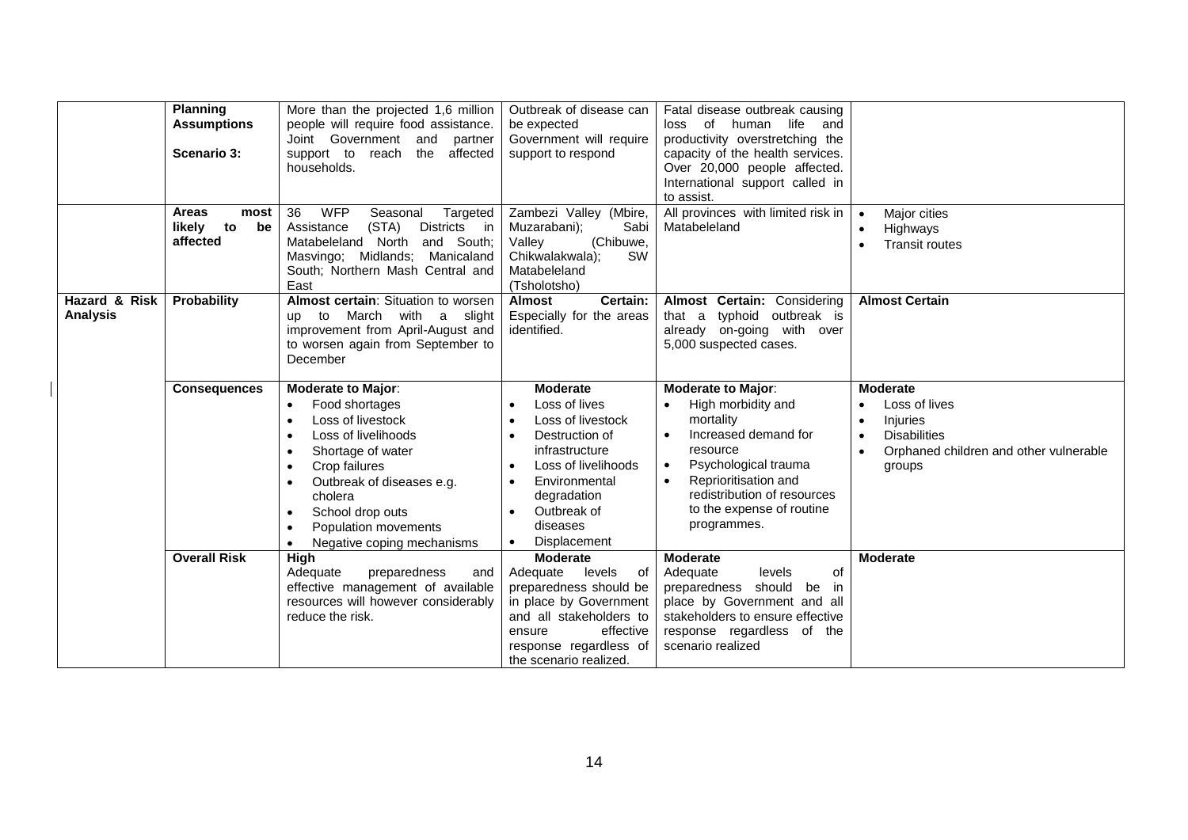| | | | | | |
|---|---|---|---|---|---|
| | **Planning Assumptions**<br><br>**Scenario 3:** | More than the projected 1,6 million people will require food assistance. Joint Government and partner support to reach the affected households. | Outbreak of disease can be expected Government will require support to respond | Fatal disease outbreak causing loss of human life and productivity overstretching the capacity of the health services. Over 20,000 people affected. International support called in to assist. | |
| | **Areas most likely to be affected** | 36 WFP Seasonal Targeted Assistance (STA) Districts in Matabeleland North and South; Masvingo; Midlands; Manicaland South; Northern Mash Central and East | Zambezi Valley (Mbire, Muzarabani); Sabi Valley (Chibuwe, Chikwalakwala); SW Matabeleland (Tsholotsho) | All provinces with limited risk in Matabeleland | • Major cities<br>• Highways<br>• Transit routes |
| **Hazard & Risk Analysis** | **Probability** | **Almost certain**: Situation to worsen up to March with a slight improvement from April-August and to worsen again from September to December | **Almost Certain:** Especially for the areas identified. | **Almost Certain:** Considering that a typhoid outbreak is already on-going with over 5,000 suspected cases. | **Almost Certain** |
| | **Consequences** | **Moderate to Major**:<br>• Food shortages<br>• Loss of livestock<br>• Loss of livelihoods<br>• Shortage of water<br>• Crop failures<br>• Outbreak of diseases e.g. cholera<br>• School drop outs<br>• Population movements<br>• Negative coping mechanisms | **Moderate**<br>• Loss of lives<br>• Loss of livestock<br>• Destruction of infrastructure<br>• Loss of livelihoods<br>• Environmental degradation<br>• Outbreak of diseases<br>• Displacement | **Moderate to Major**:<br>• High morbidity and mortality<br>• Increased demand for resource<br>• Psychological trauma<br>• Reprioritisation and redistribution of resources to the expense of routine programmes. | **Moderate**<br>• Loss of lives<br>• Injuries<br>• Disabilities<br>• Orphaned children and other vulnerable groups |
| | **Overall Risk** | **High**<br>Adequate preparedness and effective management of available resources will however considerably reduce the risk. | **Moderate**<br>Adequate levels of preparedness should be in place by Government and all stakeholders to ensure effective response regardless of the scenario realized. | **Moderate**<br>Adequate levels of preparedness should be in place by Government and all stakeholders to ensure effective response regardless of the scenario realized | **Moderate** |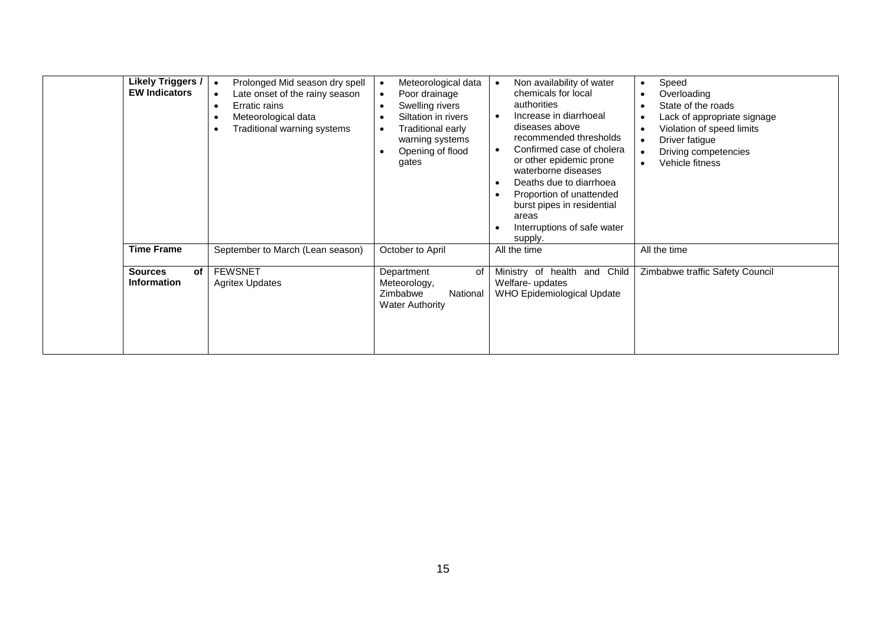|  | Likely Triggers / EW Indicators | • Prolonged Mid season dry spell<br>• Late onset of the rainy season<br>• Erratic rains<br>• Meteorological data<br>• Traditional warning systems | • Meteorological data<br>• Poor drainage<br>• Swelling rivers<br>• Siltation in rivers<br>• Traditional early warning systems<br>• Opening of flood gates | • Non availability of water chemicals for local authorities<br>• Increase in diarrhoeal diseases above recommended thresholds<br>• Confirmed case of cholera or other epidemic prone waterborne diseases<br>• Deaths due to diarrhoea<br>• Proportion of unattended burst pipes in residential areas<br>• Interruptions of safe water supply. | • Speed<br>• Overloading<br>• State of the roads<br>• Lack of appropriate signage<br>• Violation of speed limits<br>• Driver fatigue<br>• Driving competencies<br>• Vehicle fitness |
|---|---|---|---|---|---|
|  | **Time Frame** | September to March (Lean season) | October to April | All the time | All the time |
|  | **Sources of Information** | FEWSNET<br>Agritex Updates | Department of Meteorology, Zimbabwe National Water Authority | Ministry of health and Child Welfare- updates<br>WHO Epidemiological Update | Zimbabwe traffic Safety Council |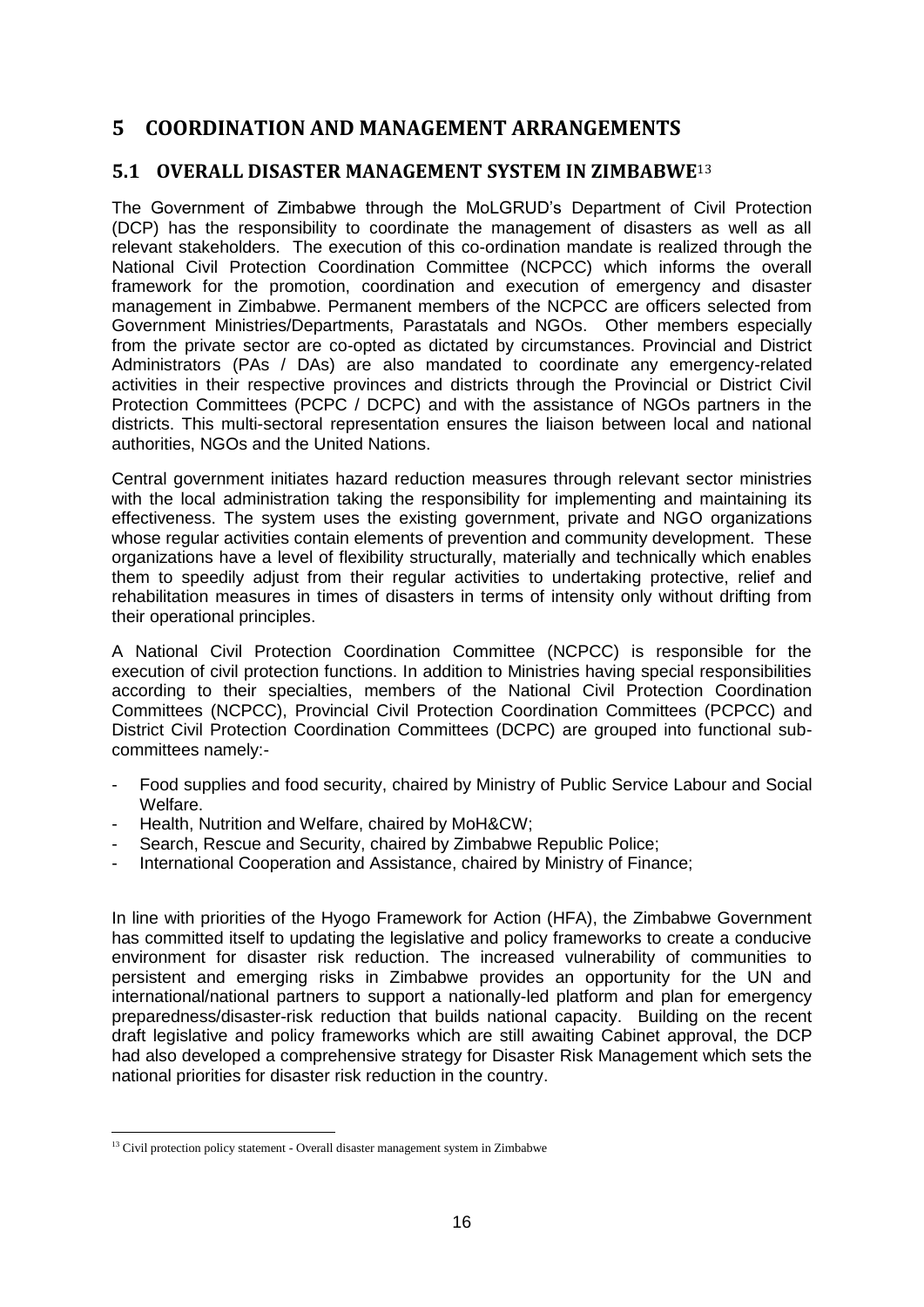# 5 COORDINATION AND MANAGEMENT ARRANGEMENTS

## 5.1 OVERALL DISASTER MANAGEMENT SYSTEM IN ZIMBABWE[13]

The Government of Zimbabwe through the MoLGRUD's Department of Civil Protection (DCP) has the responsibility to coordinate the management of disasters as well as all relevant stakeholders. The execution of this co-ordination mandate is realized through the National Civil Protection Coordination Committee (NCPCC) which informs the overall framework for the promotion, coordination and execution of emergency and disaster management in Zimbabwe. Permanent members of the NCPCC are officers selected from Government Ministries/Departments, Parastatals and NGOs. Other members especially from the private sector are co-opted as dictated by circumstances. Provincial and District Administrators (PAs / DAs) are also mandated to coordinate any emergency-related activities in their respective provinces and districts through the Provincial or District Civil Protection Committees (PCPC / DCPC) and with the assistance of NGOs partners in the districts. This multi-sectoral representation ensures the liaison between local and national authorities, NGOs and the United Nations.

Central government initiates hazard reduction measures through relevant sector ministries with the local administration taking the responsibility for implementing and maintaining its effectiveness. The system uses the existing government, private and NGO organizations whose regular activities contain elements of prevention and community development. These organizations have a level of flexibility structurally, materially and technically which enables them to speedily adjust from their regular activities to undertaking protective, relief and rehabilitation measures in times of disasters in terms of intensity only without drifting from their operational principles.

A National Civil Protection Coordination Committee (NCPCC) is responsible for the execution of civil protection functions. In addition to Ministries having special responsibilities according to their specialties, members of the National Civil Protection Coordination Committees (NCPCC), Provincial Civil Protection Coordination Committees (PCPCC) and District Civil Protection Coordination Committees (DCPC) are grouped into functional sub-committees namely:-

- Food supplies and food security, chaired by Ministry of Public Service Labour and Social Welfare.
- Health, Nutrition and Welfare, chaired by MoH&CW;
- Search, Rescue and Security, chaired by Zimbabwe Republic Police;
- International Cooperation and Assistance, chaired by Ministry of Finance;

In line with priorities of the Hyogo Framework for Action (HFA), the Zimbabwe Government has committed itself to updating the legislative and policy frameworks to create a conducive environment for disaster risk reduction. The increased vulnerability of communities to persistent and emerging risks in Zimbabwe provides an opportunity for the UN and international/national partners to support a nationally-led platform and plan for emergency preparedness/disaster-risk reduction that builds national capacity. Building on the recent draft legislative and policy frameworks which are still awaiting Cabinet approval, the DCP had also developed a comprehensive strategy for Disaster Risk Management which sets the national priorities for disaster risk reduction in the country.

[13] Civil protection policy statement - Overall disaster management system in Zimbabwe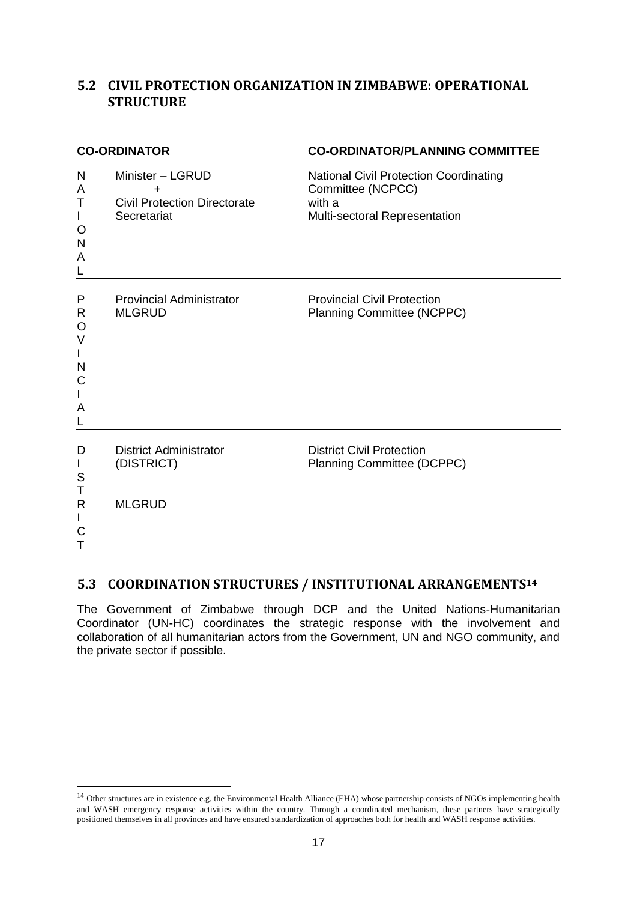## 5.2 CIVIL PROTECTION ORGANIZATION IN ZIMBABWE: OPERATIONAL STRUCTURE

| | CO-ORDINATOR | CO-ORDINATOR/PLANNING COMMITTEE |
|---|---|---|
| NATIONAL | Minister – LGRUD<br>+<br>Civil Protection Directorate Secretariat | National Civil Protection Coordinating Committee (NCPCC)<br>with a<br>Multi-sectoral Representation |
| PROVINCIAL | Provincial Administrator<br>MLGRUD | Provincial Civil Protection Planning Committee (NCPPC) |
| DISTRICT | District Administrator<br>(DISTRICT)<br><br>MLGRUD | District Civil Protection Planning Committee (DCPPC) |

## 5.3 COORDINATION STRUCTURES / INSTITUTIONAL ARRANGEMENTS[14]

The Government of Zimbabwe through DCP and the United Nations-Humanitarian Coordinator (UN-HC) coordinates the strategic response with the involvement and collaboration of all humanitarian actors from the Government, UN and NGO community, and the private sector if possible.

[14] Other structures are in existence e.g. the Environmental Health Alliance (EHA) whose partnership consists of NGOs implementing health and WASH emergency response activities within the country. Through a coordinated mechanism, these partners have strategically positioned themselves in all provinces and have ensured standardization of approaches both for health and WASH response activities.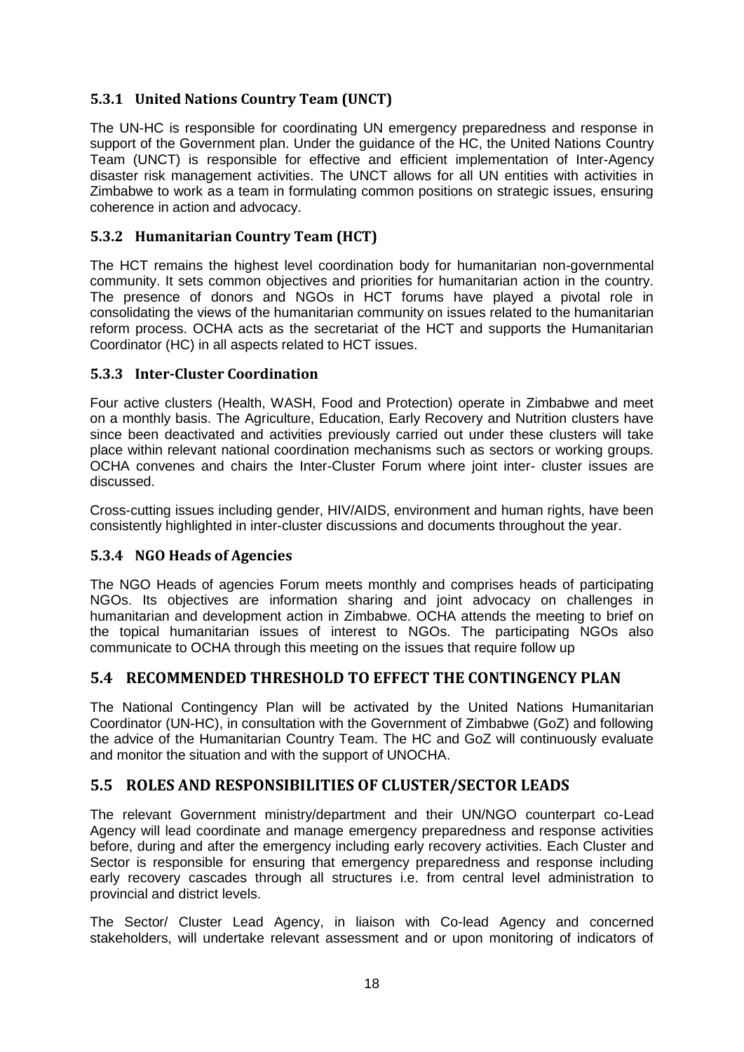### 5.3.1 United Nations Country Team (UNCT)

The UN-HC is responsible for coordinating UN emergency preparedness and response in support of the Government plan. Under the guidance of the HC, the United Nations Country Team (UNCT) is responsible for effective and efficient implementation of Inter-Agency disaster risk management activities. The UNCT allows for all UN entities with activities in Zimbabwe to work as a team in formulating common positions on strategic issues, ensuring coherence in action and advocacy.

### 5.3.2 Humanitarian Country Team (HCT)

The HCT remains the highest level coordination body for humanitarian non-governmental community. It sets common objectives and priorities for humanitarian action in the country. The presence of donors and NGOs in HCT forums have played a pivotal role in consolidating the views of the humanitarian community on issues related to the humanitarian reform process. OCHA acts as the secretariat of the HCT and supports the Humanitarian Coordinator (HC) in all aspects related to HCT issues.

### 5.3.3 Inter-Cluster Coordination

Four active clusters (Health, WASH, Food and Protection) operate in Zimbabwe and meet on a monthly basis. The Agriculture, Education, Early Recovery and Nutrition clusters have since been deactivated and activities previously carried out under these clusters will take place within relevant national coordination mechanisms such as sectors or working groups. OCHA convenes and chairs the Inter-Cluster Forum where joint inter- cluster issues are discussed.

Cross-cutting issues including gender, HIV/AIDS, environment and human rights, have been consistently highlighted in inter-cluster discussions and documents throughout the year.

### 5.3.4 NGO Heads of Agencies

The NGO Heads of agencies Forum meets monthly and comprises heads of participating NGOs. Its objectives are information sharing and joint advocacy on challenges in humanitarian and development action in Zimbabwe. OCHA attends the meeting to brief on the topical humanitarian issues of interest to NGOs. The participating NGOs also communicate to OCHA through this meeting on the issues that require follow up

## 5.4 RECOMMENDED THRESHOLD TO EFFECT THE CONTINGENCY PLAN

The National Contingency Plan will be activated by the United Nations Humanitarian Coordinator (UN-HC), in consultation with the Government of Zimbabwe (GoZ) and following the advice of the Humanitarian Country Team. The HC and GoZ will continuously evaluate and monitor the situation and with the support of UNOCHA.

## 5.5 ROLES AND RESPONSIBILITIES OF CLUSTER/SECTOR LEADS

The relevant Government ministry/department and their UN/NGO counterpart co-Lead Agency will lead coordinate and manage emergency preparedness and response activities before, during and after the emergency including early recovery activities. Each Cluster and Sector is responsible for ensuring that emergency preparedness and response including early recovery cascades through all structures i.e. from central level administration to provincial and district levels.

The Sector/ Cluster Lead Agency, in liaison with Co-lead Agency and concerned stakeholders, will undertake relevant assessment and or upon monitoring of indicators of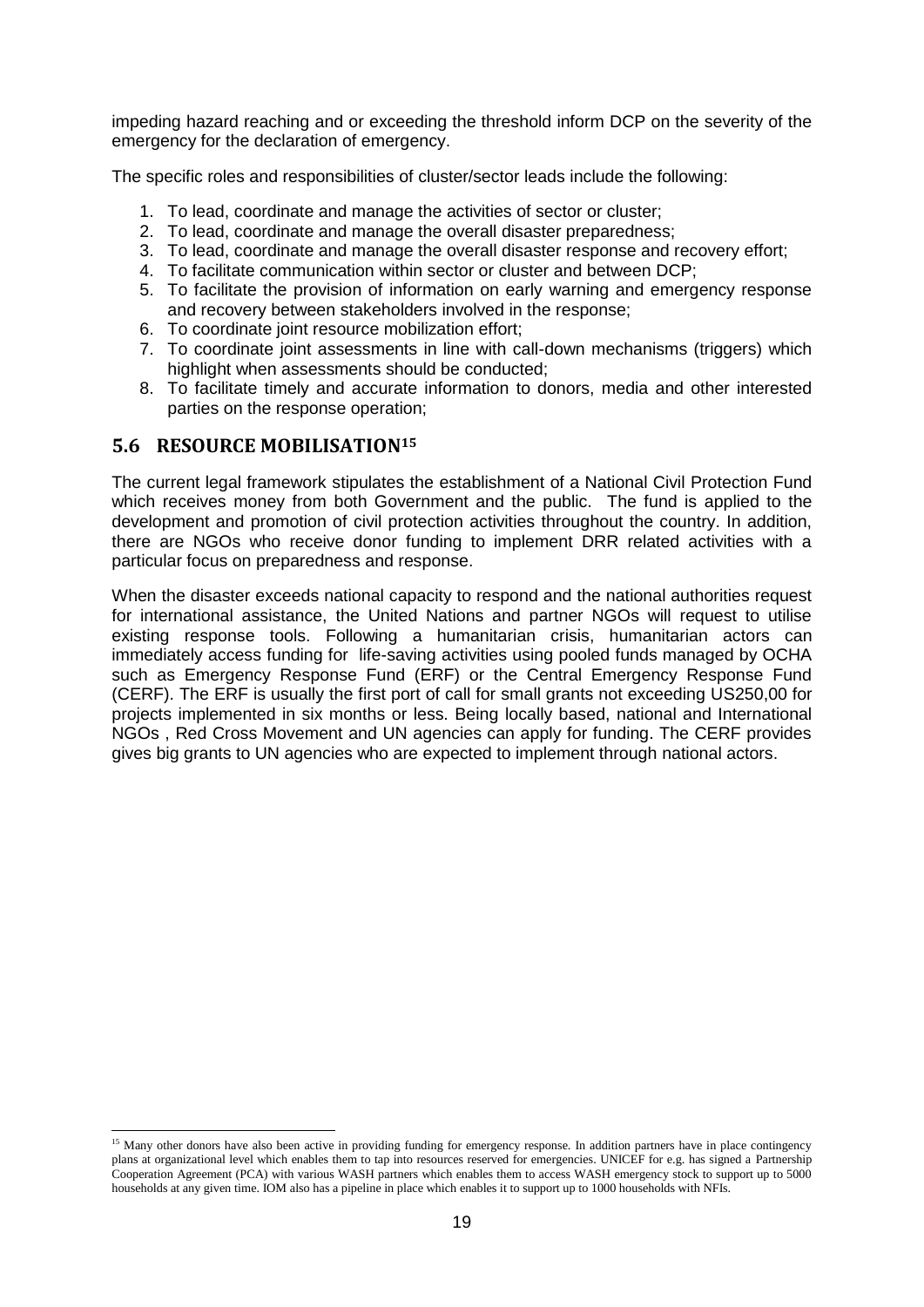impeding hazard reaching and or exceeding the threshold inform DCP on the severity of the emergency for the declaration of emergency.

The specific roles and responsibilities of cluster/sector leads include the following:

1. To lead, coordinate and manage the activities of sector or cluster;
2. To lead, coordinate and manage the overall disaster preparedness;
3. To lead, coordinate and manage the overall disaster response and recovery effort;
4. To facilitate communication within sector or cluster and between DCP;
5. To facilitate the provision of information on early warning and emergency response and recovery between stakeholders involved in the response;
6. To coordinate joint resource mobilization effort;
7. To coordinate joint assessments in line with call-down mechanisms (triggers) which highlight when assessments should be conducted;
8. To facilitate timely and accurate information to donors, media and other interested parties on the response operation;

## 5.6 RESOURCE MOBILISATION[15]

The current legal framework stipulates the establishment of a National Civil Protection Fund which receives money from both Government and the public. The fund is applied to the development and promotion of civil protection activities throughout the country. In addition, there are NGOs who receive donor funding to implement DRR related activities with a particular focus on preparedness and response.

When the disaster exceeds national capacity to respond and the national authorities request for international assistance, the United Nations and partner NGOs will request to utilise existing response tools. Following a humanitarian crisis, humanitarian actors can immediately access funding for life-saving activities using pooled funds managed by OCHA such as Emergency Response Fund (ERF) or the Central Emergency Response Fund (CERF). The ERF is usually the first port of call for small grants not exceeding US250,00 for projects implemented in six months or less. Being locally based, national and International NGOs , Red Cross Movement and UN agencies can apply for funding. The CERF provides gives big grants to UN agencies who are expected to implement through national actors.

[15] Many other donors have also been active in providing funding for emergency response. In addition partners have in place contingency plans at organizational level which enables them to tap into resources reserved for emergencies. UNICEF for e.g. has signed a Partnership Cooperation Agreement (PCA) with various WASH partners which enables them to access WASH emergency stock to support up to 5000 households at any given time. IOM also has a pipeline in place which enables it to support up to 1000 households with NFIs.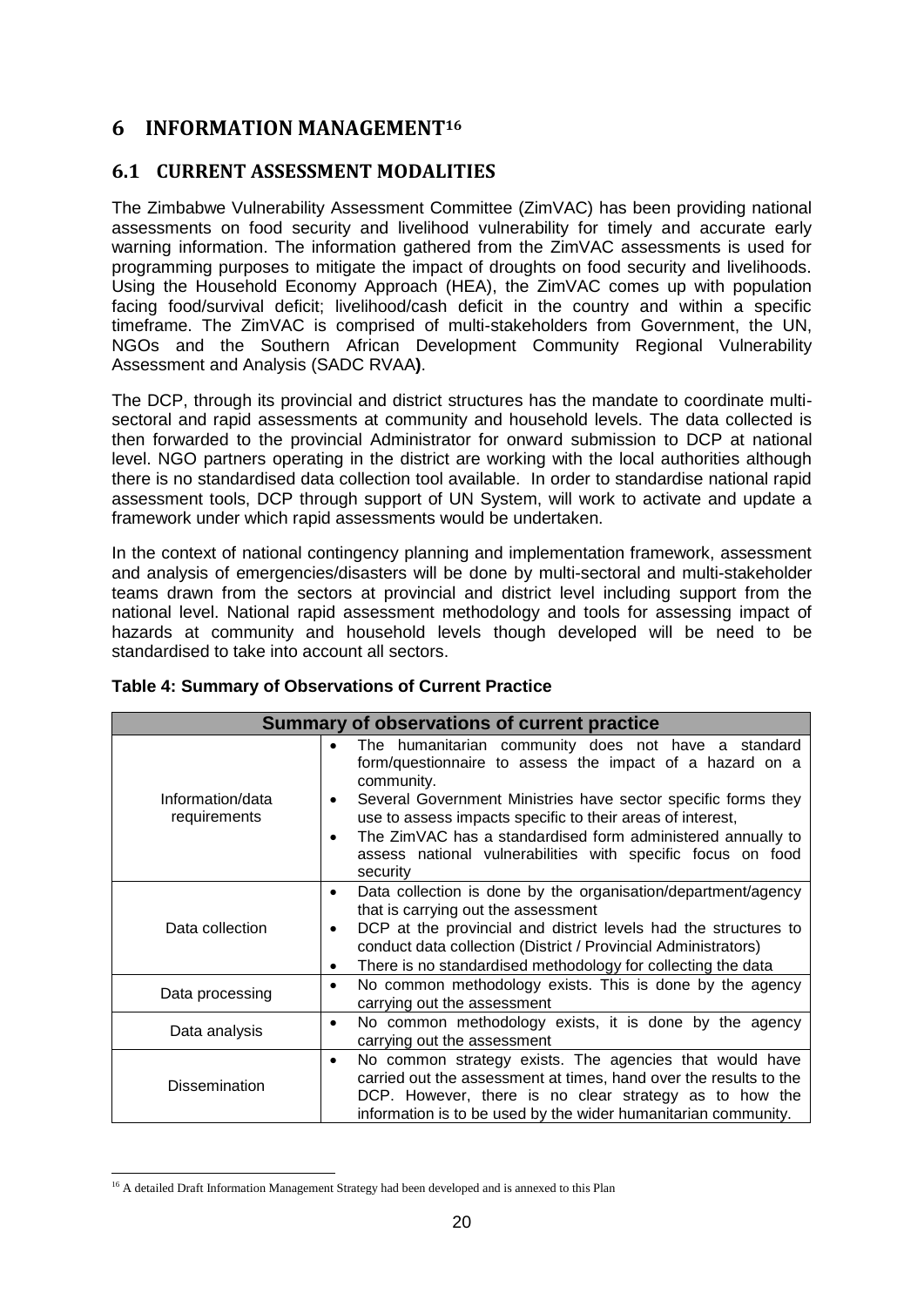# 6 INFORMATION MANAGEMENT[16]

## 6.1 CURRENT ASSESSMENT MODALITIES

The Zimbabwe Vulnerability Assessment Committee (ZimVAC) has been providing national assessments on food security and livelihood vulnerability for timely and accurate early warning information. The information gathered from the ZimVAC assessments is used for programming purposes to mitigate the impact of droughts on food security and livelihoods. Using the Household Economy Approach (HEA), the ZimVAC comes up with population facing food/survival deficit; livelihood/cash deficit in the country and within a specific timeframe. The ZimVAC is comprised of multi-stakeholders from Government, the UN, NGOs and the Southern African Development Community Regional Vulnerability Assessment and Analysis (SADC RVAA**)**.

The DCP, through its provincial and district structures has the mandate to coordinate multi-sectoral and rapid assessments at community and household levels. The data collected is then forwarded to the provincial Administrator for onward submission to DCP at national level. NGO partners operating in the district are working with the local authorities although there is no standardised data collection tool available. In order to standardise national rapid assessment tools, DCP through support of UN System, will work to activate and update a framework under which rapid assessments would be undertaken.

In the context of national contingency planning and implementation framework, assessment and analysis of emergencies/disasters will be done by multi-sectoral and multi-stakeholder teams drawn from the sectors at provincial and district level including support from the national level. National rapid assessment methodology and tools for assessing impact of hazards at community and household levels though developed will be need to be standardised to take into account all sectors.

**Table 4: Summary of Observations of Current Practice**

| Summary of observations of current practice | |
|---|---|
| Information/data requirements | • The humanitarian community does not have a standard form/questionnaire to assess the impact of a hazard on a community.<br>• Several Government Ministries have sector specific forms they use to assess impacts specific to their areas of interest,<br>• The ZimVAC has a standardised form administered annually to assess national vulnerabilities with specific focus on food security |
| Data collection | • Data collection is done by the organisation/department/agency that is carrying out the assessment<br>• DCP at the provincial and district levels had the structures to conduct data collection (District / Provincial Administrators)<br>• There is no standardised methodology for collecting the data |
| Data processing | • No common methodology exists. This is done by the agency carrying out the assessment |
| Data analysis | • No common methodology exists, it is done by the agency carrying out the assessment |
| Dissemination | • No common strategy exists. The agencies that would have carried out the assessment at times, hand over the results to the DCP. However, there is no clear strategy as to how the information is to be used by the wider humanitarian community. |

[16] A detailed Draft Information Management Strategy had been developed and is annexed to this Plan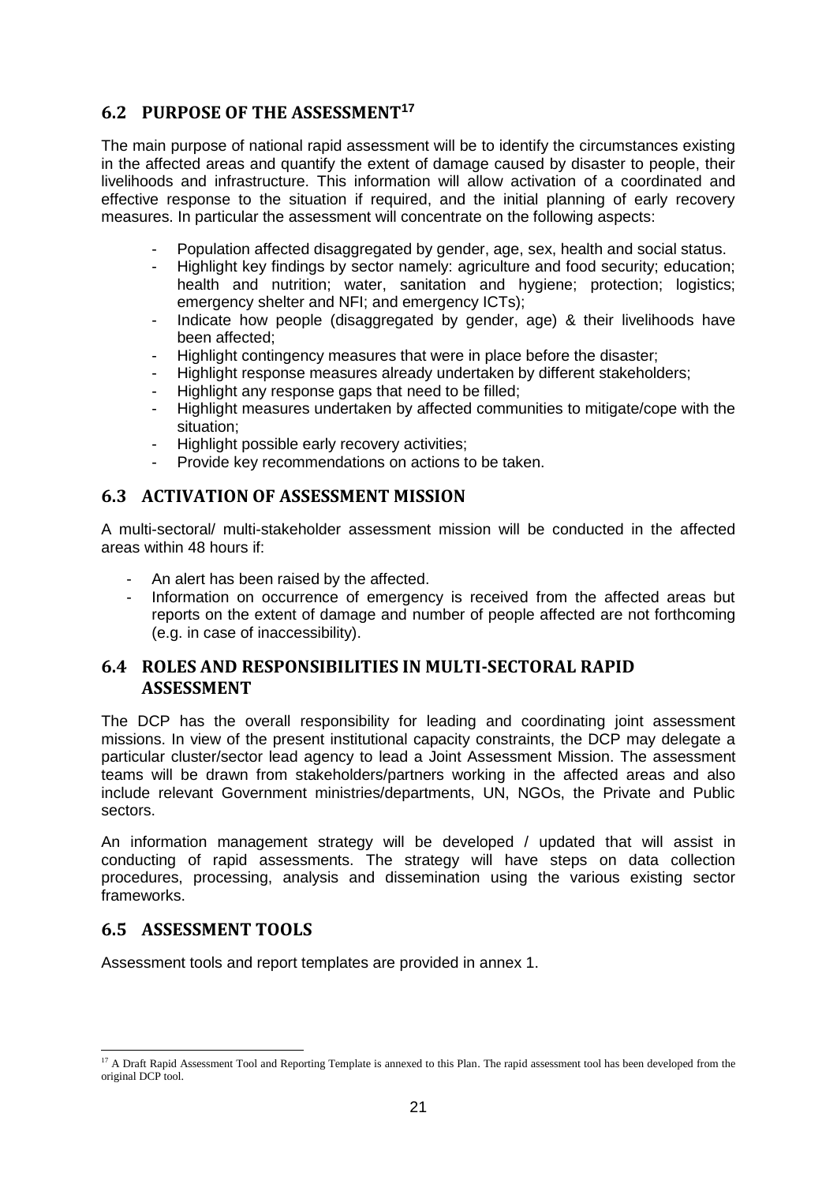## 6.2 PURPOSE OF THE ASSESSMENT[17]

The main purpose of national rapid assessment will be to identify the circumstances existing in the affected areas and quantify the extent of damage caused by disaster to people, their livelihoods and infrastructure. This information will allow activation of a coordinated and effective response to the situation if required, and the initial planning of early recovery measures. In particular the assessment will concentrate on the following aspects:

- Population affected disaggregated by gender, age, sex, health and social status.
- Highlight key findings by sector namely: agriculture and food security; education; health and nutrition; water, sanitation and hygiene; protection; logistics; emergency shelter and NFI; and emergency ICTs);
- Indicate how people (disaggregated by gender, age) & their livelihoods have been affected;
- Highlight contingency measures that were in place before the disaster;
- Highlight response measures already undertaken by different stakeholders;
- Highlight any response gaps that need to be filled;
- Highlight measures undertaken by affected communities to mitigate/cope with the situation;
- Highlight possible early recovery activities;
- Provide key recommendations on actions to be taken.

## 6.3 ACTIVATION OF ASSESSMENT MISSION

A multi-sectoral/ multi-stakeholder assessment mission will be conducted in the affected areas within 48 hours if:

- An alert has been raised by the affected.
- Information on occurrence of emergency is received from the affected areas but reports on the extent of damage and number of people affected are not forthcoming (e.g. in case of inaccessibility).

## 6.4 ROLES AND RESPONSIBILITIES IN MULTI-SECTORAL RAPID ASSESSMENT

The DCP has the overall responsibility for leading and coordinating joint assessment missions. In view of the present institutional capacity constraints, the DCP may delegate a particular cluster/sector lead agency to lead a Joint Assessment Mission. The assessment teams will be drawn from stakeholders/partners working in the affected areas and also include relevant Government ministries/departments, UN, NGOs, the Private and Public sectors.

An information management strategy will be developed / updated that will assist in conducting of rapid assessments. The strategy will have steps on data collection procedures, processing, analysis and dissemination using the various existing sector frameworks.

## 6.5 ASSESSMENT TOOLS

Assessment tools and report templates are provided in annex 1.

[17] A Draft Rapid Assessment Tool and Reporting Template is annexed to this Plan. The rapid assessment tool has been developed from the original DCP tool.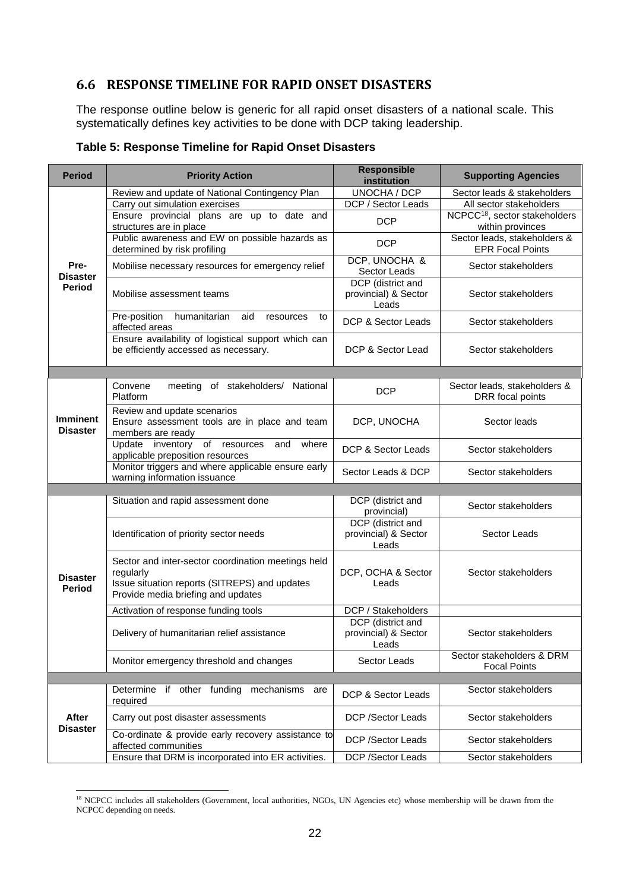## 6.6 RESPONSE TIMELINE FOR RAPID ONSET DISASTERS

The response outline below is generic for all rapid onset disasters of a national scale. This systematically defines key activities to be done with DCP taking leadership.

**Table 5: Response Timeline for Rapid Onset Disasters**

| Period | Priority Action | Responsible institution | Supporting Agencies |
|---|---|---|---|
| **Pre-Disaster Period** | Review and update of National Contingency Plan | UNOCHA / DCP | Sector leads & stakeholders |
| | Carry out simulation exercises | DCP / Sector Leads | All sector stakeholders |
| | Ensure provincial plans are up to date and structures are in place | DCP | NCPCC[18], sector stakeholders within provinces |
| | Public awareness and EW on possible hazards as determined by risk profiling | DCP | Sector leads, stakeholders & EPR Focal Points |
| | Mobilise necessary resources for emergency relief | DCP, UNOCHA & Sector Leads | Sector stakeholders |
| | Mobilise assessment teams | DCP (district and provincial) & Sector Leads | Sector stakeholders |
| | Pre-position humanitarian aid resources to affected areas | DCP & Sector Leads | Sector stakeholders |
| | Ensure availability of logistical support which can be efficiently accessed as necessary. | DCP & Sector Lead | Sector stakeholders |
| | | | |
| **Imminent Disaster** | Convene meeting of stakeholders/ National Platform | DCP | Sector leads, stakeholders & DRR focal points |
| | Review and update scenarios<br>Ensure assessment tools are in place and team members are ready | DCP, UNOCHA | Sector leads |
| | Update inventory of resources and where applicable preposition resources | DCP & Sector Leads | Sector stakeholders |
| | Monitor triggers and where applicable ensure early warning information issuance | Sector Leads & DCP | Sector stakeholders |
| | | | |
| **Disaster Period** | Situation and rapid assessment done | DCP (district and provincial) | Sector stakeholders |
| | Identification of priority sector needs | DCP (district and provincial) & Sector Leads | Sector Leads |
| | Sector and inter-sector coordination meetings held regularly<br>Issue situation reports (SITREPS) and updates<br>Provide media briefing and updates | DCP, OCHA & Sector Leads | Sector stakeholders |
| | Activation of response funding tools | DCP / Stakeholders | |
| | Delivery of humanitarian relief assistance | DCP (district and provincial) & Sector Leads | Sector stakeholders |
| | Monitor emergency threshold and changes | Sector Leads | Sector stakeholders & DRM Focal Points |
| | | | |
| **After Disaster** | Determine if other funding mechanisms are required | DCP & Sector Leads | Sector stakeholders |
| | Carry out post disaster assessments | DCP /Sector Leads | Sector stakeholders |
| | Co-ordinate & provide early recovery assistance to affected communities | DCP /Sector Leads | Sector stakeholders |
| | Ensure that DRM is incorporated into ER activities. | DCP /Sector Leads | Sector stakeholders |

[18] NCPCC includes all stakeholders (Government, local authorities, NGOs, UN Agencies etc) whose membership will be drawn from the NCPCC depending on needs.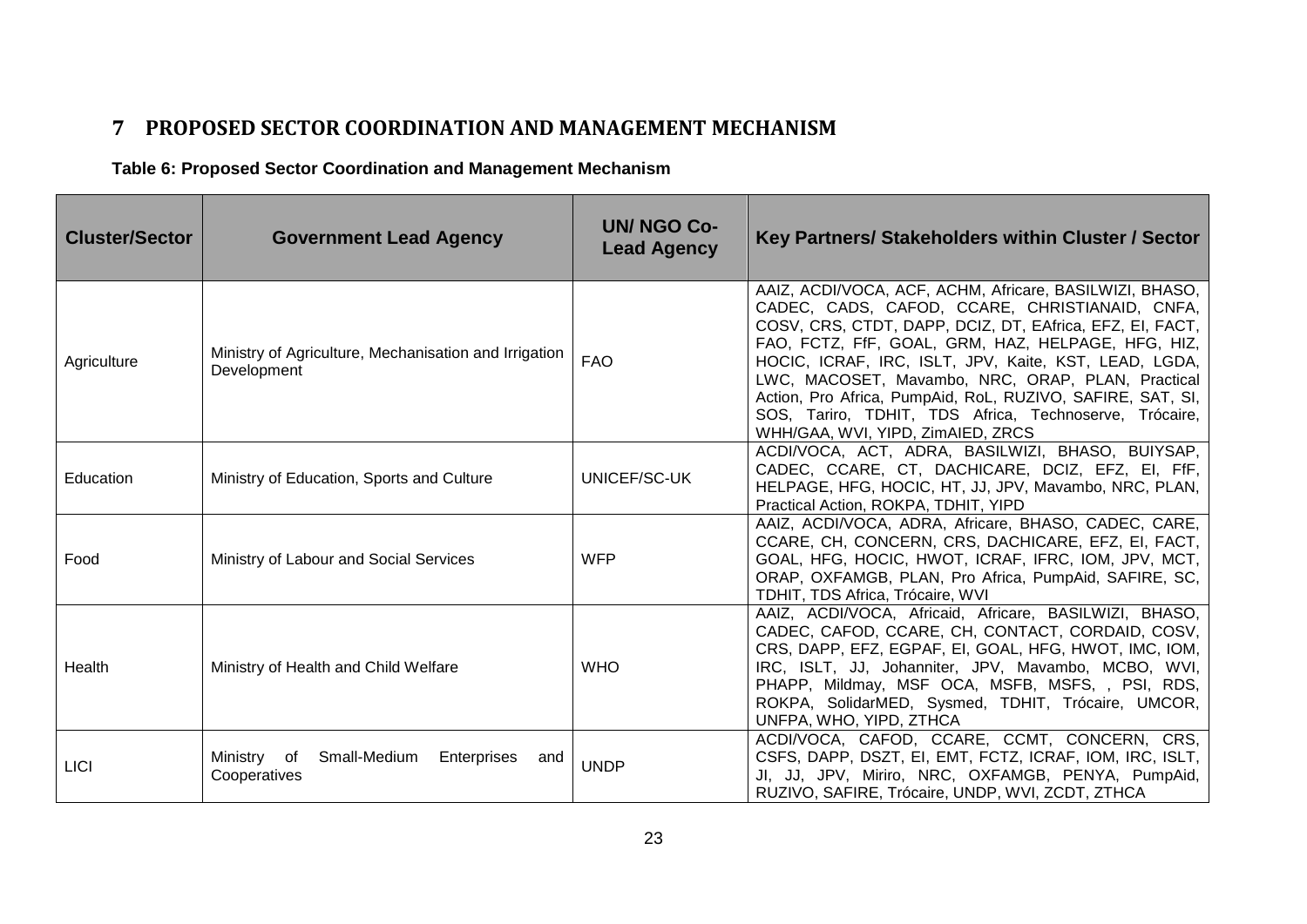# 7 PROPOSED SECTOR COORDINATION AND MANAGEMENT MECHANISM

**Table 6: Proposed Sector Coordination and Management Mechanism**

| Cluster/Sector | Government Lead Agency | UN/ NGO Co-Lead Agency | Key Partners/ Stakeholders within Cluster / Sector |
|---|---|---|---|
| Agriculture | Ministry of Agriculture, Mechanisation and Irrigation Development | FAO | AAIZ, ACDI/VOCA, ACF, ACHM, Africare, BASILWIZI, BHASO, CADEC, CADS, CAFOD, CCARE, CHRISTIANAID, CNFA, COSV, CRS, CTDT, DAPP, DCIZ, DT, EAfrica, EFZ, EI, FACT, FAO, FCTZ, FfF, GOAL, GRM, HAZ, HELPAGE, HFG, HIZ, HOCIC, ICRAF, IRC, ISLT, JPV, Kaite, KST, LEAD, LGDA, LWC, MACOSET, Mavambo, NRC, ORAP, PLAN, Practical Action, Pro Africa, PumpAid, RoL, RUZIVO, SAFIRE, SAT, SI, SOS, Tariro, TDHIT, TDS Africa, Technoserve, Trócaire, WHH/GAA, WVI, YIPD, ZimAIED, ZRCS |
| Education | Ministry of Education, Sports and Culture | UNICEF/SC-UK | ACDI/VOCA, ACT, ADRA, BASILWIZI, BHASO, BUIYSAP, CADEC, CCARE, CT, DACHICARE, DCIZ, EFZ, EI, FfF, HELPAGE, HFG, HOCIC, HT, JJ, JPV, Mavambo, NRC, PLAN, Practical Action, ROKPA, TDHIT, YIPD |
| Food | Ministry of Labour and Social Services | WFP | AAIZ, ACDI/VOCA, ADRA, Africare, BHASO, CADEC, CARE, CCARE, CH, CONCERN, CRS, DACHICARE, EFZ, EI, FACT, GOAL, HFG, HOCIC, HWOT, ICRAF, IFRC, IOM, JPV, MCT, ORAP, OXFAMGB, PLAN, Pro Africa, PumpAid, SAFIRE, SC, TDHIT, TDS Africa, Trócaire, WVI |
| Health | Ministry of Health and Child Welfare | WHO | AAIZ, ACDI/VOCA, Africaid, Africare, BASILWIZI, BHASO, CADEC, CAFOD, CCARE, CH, CONTACT, CORDAID, COSV, CRS, DAPP, EFZ, EGPAF, EI, GOAL, HFG, HWOT, IMC, IOM, IRC, ISLT, JJ, Johanniter, JPV, Mavambo, MCBO, WVI, PHAPP, Mildmay, MSF OCA, MSFB, MSFS, , PSI, RDS, ROKPA, SolidarMED, Sysmed, TDHIT, Trócaire, UMCOR, UNFPA, WHO, YIPD, ZTHCA |
| LICI | Ministry of Small-Medium Enterprises and Cooperatives | UNDP | ACDI/VOCA, CAFOD, CCARE, CCMT, CONCERN, CRS, CSFS, DAPP, DSZT, EI, EMT, FCTZ, ICRAF, IOM, IRC, ISLT, JI, JJ, JPV, Miriro, NRC, OXFAMGB, PENYA, PumpAid, RUZIVO, SAFIRE, Trócaire, UNDP, WVI, ZCDT, ZTHCA |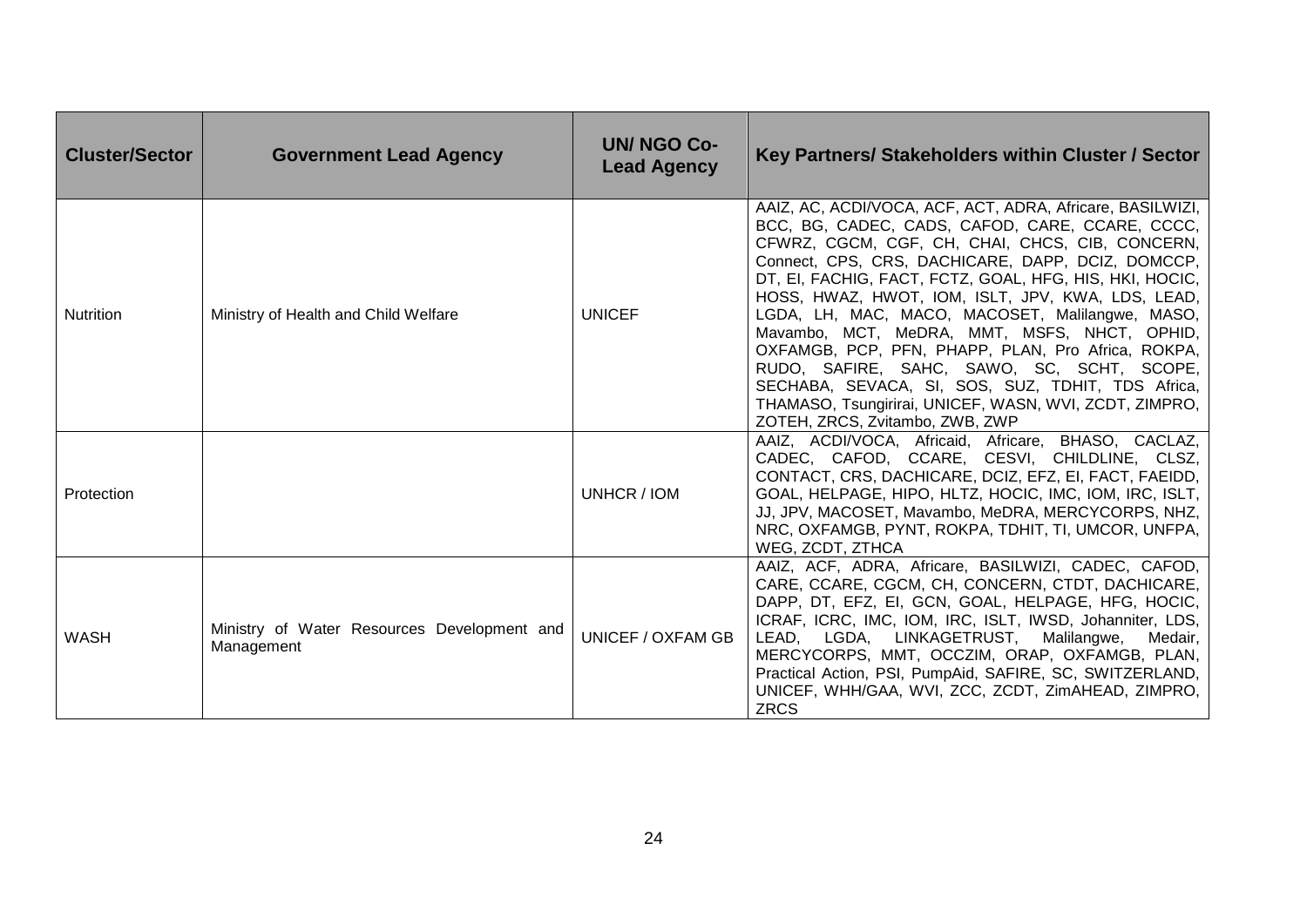| Cluster/Sector | Government Lead Agency | UN/ NGO Co-Lead Agency | Key Partners/ Stakeholders within Cluster / Sector |
|---|---|---|---|
| Nutrition | Ministry of Health and Child Welfare | UNICEF | AAIZ, AC, ACDI/VOCA, ACF, ACT, ADRA, Africare, BASILWIZI, BCC, BG, CADEC, CADS, CAFOD, CARE, CCARE, CCCC, CFWRZ, CGCM, CGF, CH, CHAI, CHCS, CIB, CONCERN, Connect, CPS, CRS, DACHICARE, DAPP, DCIZ, DOMCCP, DT, EI, FACHIG, FACT, FCTZ, GOAL, HFG, HIS, HKI, HOCIC, HOSS, HWAZ, HWOT, IOM, ISLT, JPV, KWA, LDS, LEAD, LGDA, LH, MAC, MACO, MACOSET, Malilangwe, MASO, Mavambo, MCT, MeDRA, MMT, MSFS, NHCT, OPHID, OXFAMGB, PCP, PFN, PHAPP, PLAN, Pro Africa, ROKPA, RUDO, SAFIRE, SAHC, SAWO, SC, SCHT, SCOPE, SECHABA, SEVACA, SI, SOS, SUZ, TDHIT, TDS Africa, THAMASO, Tsungirirai, UNICEF, WASN, WVI, ZCDT, ZIMPRO, ZOTEH, ZRCS, Zvitambo, ZWB, ZWP |
| Protection | | UNHCR / IOM | AAIZ, ACDI/VOCA, Africaid, Africare, BHASO, CACLAZ, CADEC, CAFOD, CCARE, CESVI, CHILDLINE, CLSZ, CONTACT, CRS, DACHICARE, DCIZ, EFZ, EI, FACT, FAEIDD, GOAL, HELPAGE, HIPO, HLTZ, HOCIC, IMC, IOM, IRC, ISLT, JJ, JPV, MACOSET, Mavambo, MeDRA, MERCYCORPS, NHZ, NRC, OXFAMGB, PYNT, ROKPA, TDHIT, TI, UMCOR, UNFPA, WEG, ZCDT, ZTHCA |
| WASH | Ministry of Water Resources Development and Management | UNICEF / OXFAM GB | AAIZ, ACF, ADRA, Africare, BASILWIZI, CADEC, CAFOD, CARE, CCARE, CGCM, CH, CONCERN, CTDT, DACHICARE, DAPP, DT, EFZ, EI, GCN, GOAL, HELPAGE, HFG, HOCIC, ICRAF, ICRC, IMC, IOM, IRC, ISLT, IWSD, Johanniter, LDS, LEAD, LGDA, LINKAGETRUST, Malilangwe, Medair, MERCYCORPS, MMT, OCCZIM, ORAP, OXFAMGB, PLAN, Practical Action, PSI, PumpAid, SAFIRE, SC, SWITZERLAND, UNICEF, WHH/GAA, WVI, ZCC, ZCDT, ZimAHEAD, ZIMPRO, ZRCS |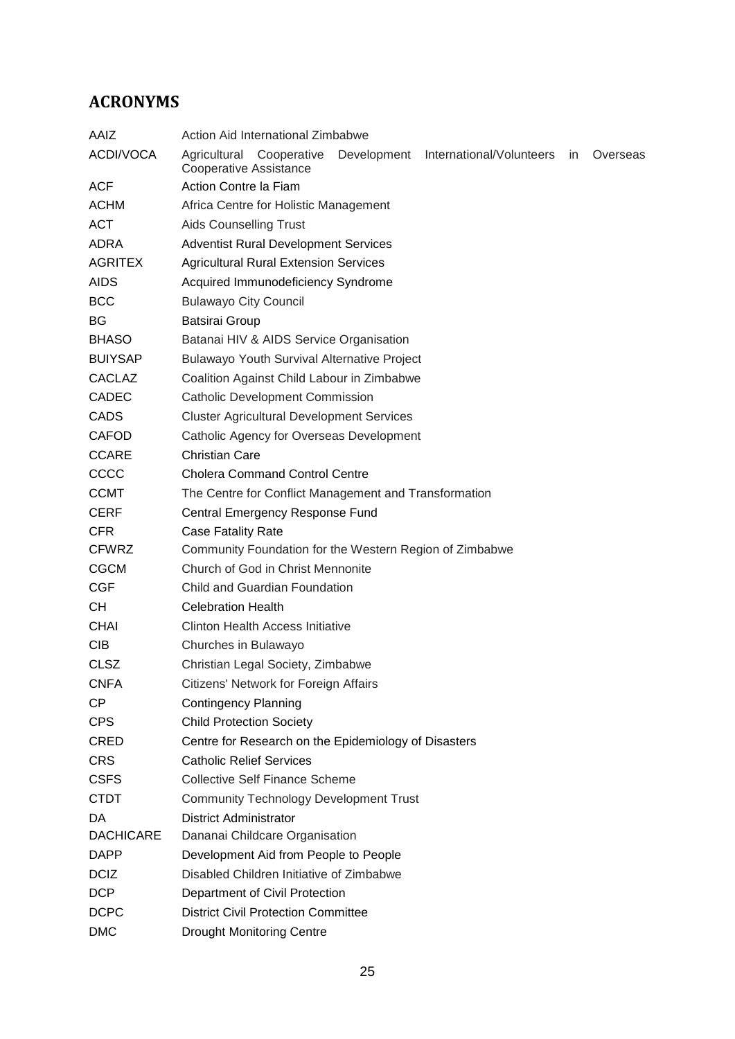## ACRONYMS

| | |
|---|---|
| AAIZ | Action Aid International Zimbabwe |
| ACDI/VOCA | Agricultural Cooperative Development International/Volunteers in Overseas Cooperative Assistance |
| ACF | Action Contre la Fiam |
| ACHM | Africa Centre for Holistic Management |
| ACT | Aids Counselling Trust |
| ADRA | Adventist Rural Development Services |
| AGRITEX | Agricultural Rural Extension Services |
| AIDS | Acquired Immunodeficiency Syndrome |
| BCC | Bulawayo City Council |
| BG | Batsirai Group |
| BHASO | Batanai HIV & AIDS Service Organisation |
| BUIYSAP | Bulawayo Youth Survival Alternative Project |
| CACLAZ | Coalition Against Child Labour in Zimbabwe |
| CADEC | Catholic Development Commission |
| CADS | Cluster Agricultural Development Services |
| CAFOD | Catholic Agency for Overseas Development |
| CCARE | Christian Care |
| CCCC | Cholera Command Control Centre |
| CCMT | The Centre for Conflict Management and Transformation |
| CERF | Central Emergency Response Fund |
| CFR | Case Fatality Rate |
| CFWRZ | Community Foundation for the Western Region of Zimbabwe |
| CGCM | Church of God in Christ Mennonite |
| CGF | Child and Guardian Foundation |
| CH | Celebration Health |
| CHAI | Clinton Health Access Initiative |
| CIB | Churches in Bulawayo |
| CLSZ | Christian Legal Society, Zimbabwe |
| CNFA | Citizens' Network for Foreign Affairs |
| CP | Contingency Planning |
| CPS | Child Protection Society |
| CRED | Centre for Research on the Epidemiology of Disasters |
| CRS | Catholic Relief Services |
| CSFS | Collective Self Finance Scheme |
| CTDT | Community Technology Development Trust |
| DA | District Administrator |
| DACHICARE | Dananai Childcare Organisation |
| DAPP | Development Aid from People to People |
| DCIZ | Disabled Children Initiative of Zimbabwe |
| DCP | Department of Civil Protection |
| DCPC | District Civil Protection Committee |
| DMC | Drought Monitoring Centre |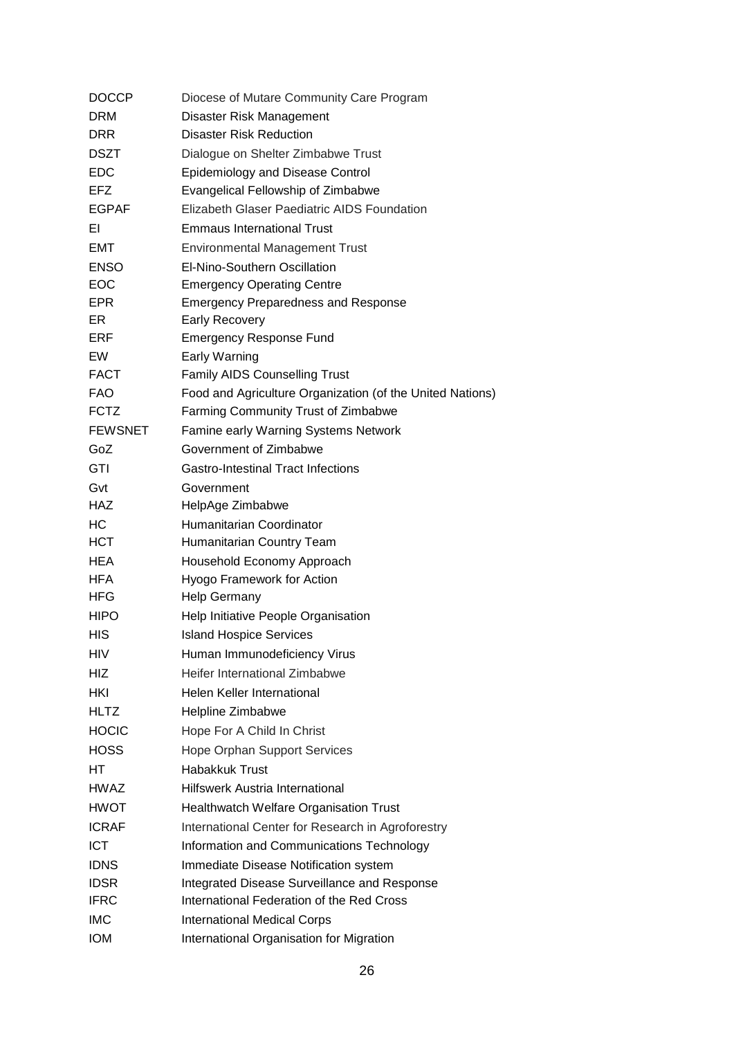| | |
|---|---|
| DOCCP | Diocese of Mutare Community Care Program |
| DRM | Disaster Risk Management |
| DRR | Disaster Risk Reduction |
| DSZT | Dialogue on Shelter Zimbabwe Trust |
| EDC | Epidemiology and Disease Control |
| EFZ | Evangelical Fellowship of Zimbabwe |
| EGPAF | Elizabeth Glaser Paediatric AIDS Foundation |
| EI | Emmaus International Trust |
| EMT | Environmental Management Trust |
| ENSO | El-Nino-Southern Oscillation |
| EOC | Emergency Operating Centre |
| EPR | Emergency Preparedness and Response |
| ER | Early Recovery |
| ERF | Emergency Response Fund |
| EW | Early Warning |
| FACT | Family AIDS Counselling Trust |
| FAO | Food and Agriculture Organization (of the United Nations) |
| FCTZ | Farming Community Trust of Zimbabwe |
| FEWSNET | Famine early Warning Systems Network |
| GoZ | Government of Zimbabwe |
| GTI | Gastro-Intestinal Tract Infections |
| Gvt | Government |
| HAZ | HelpAge Zimbabwe |
| HC | Humanitarian Coordinator |
| HCT | Humanitarian Country Team |
| HEA | Household Economy Approach |
| HFA | Hyogo Framework for Action |
| HFG | Help Germany |
| HIPO | Help Initiative People Organisation |
| HIS | Island Hospice Services |
| HIV | Human Immunodeficiency Virus |
| HIZ | Heifer International Zimbabwe |
| HKI | Helen Keller International |
| HLTZ | Helpline Zimbabwe |
| HOCIC | Hope For A Child In Christ |
| HOSS | Hope Orphan Support Services |
| HT | Habakkuk Trust |
| HWAZ | Hilfswerk Austria International |
| HWOT | Healthwatch Welfare Organisation Trust |
| ICRAF | International Center for Research in Agroforestry |
| ICT | Information and Communications Technology |
| IDNS | Immediate Disease Notification system |
| IDSR | Integrated Disease Surveillance and Response |
| IFRC | International Federation of the Red Cross |
| IMC | International Medical Corps |
| IOM | International Organisation for Migration |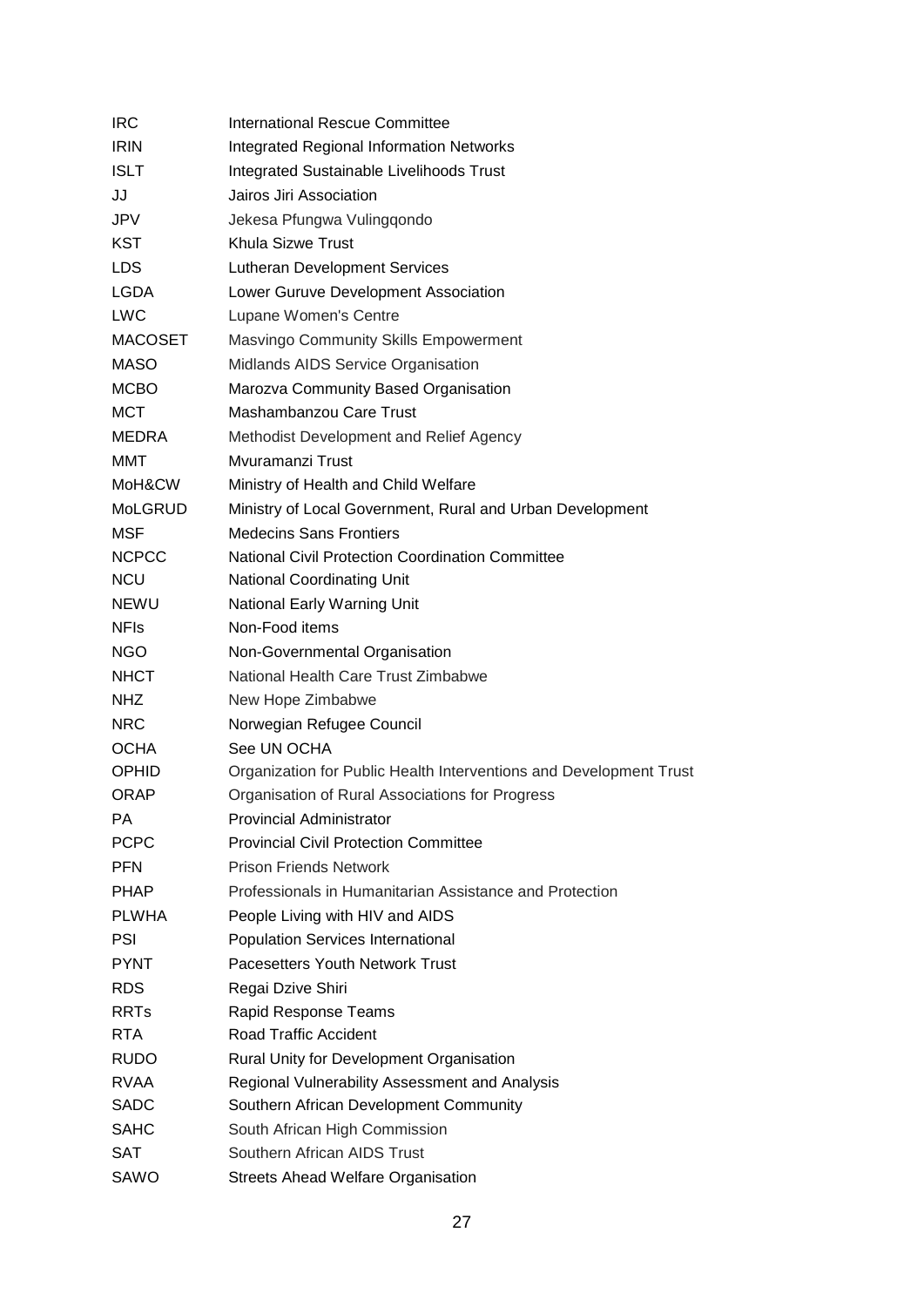| | |
|---|---|
| IRC | International Rescue Committee |
| IRIN | Integrated Regional Information Networks |
| ISLT | Integrated Sustainable Livelihoods Trust |
| JJ | Jairos Jiri Association |
| JPV | Jekesa Pfungwa Vulingqondo |
| KST | Khula Sizwe Trust |
| LDS | Lutheran Development Services |
| LGDA | Lower Guruve Development Association |
| LWC | Lupane Women's Centre |
| MACOSET | Masvingo Community Skills Empowerment |
| MASO | Midlands AIDS Service Organisation |
| MCBO | Marozva Community Based Organisation |
| MCT | Mashambanzou Care Trust |
| MEDRA | Methodist Development and Relief Agency |
| MMT | Mvuramanzi Trust |
| MoH&CW | Ministry of Health and Child Welfare |
| MoLGRUD | Ministry of Local Government, Rural and Urban Development |
| MSF | Medecins Sans Frontiers |
| NCPCC | National Civil Protection Coordination Committee |
| NCU | National Coordinating Unit |
| NEWU | National Early Warning Unit |
| NFIs | Non-Food items |
| NGO | Non-Governmental Organisation |
| NHCT | National Health Care Trust Zimbabwe |
| NHZ | New Hope Zimbabwe |
| NRC | Norwegian Refugee Council |
| OCHA | See UN OCHA |
| OPHID | Organization for Public Health Interventions and Development Trust |
| ORAP | Organisation of Rural Associations for Progress |
| PA | Provincial Administrator |
| PCPC | Provincial Civil Protection Committee |
| PFN | Prison Friends Network |
| PHAP | Professionals in Humanitarian Assistance and Protection |
| PLWHA | People Living with HIV and AIDS |
| PSI | Population Services International |
| PYNT | Pacesetters Youth Network Trust |
| RDS | Regai Dzive Shiri |
| RRTs | Rapid Response Teams |
| RTA | Road Traffic Accident |
| RUDO | Rural Unity for Development Organisation |
| RVAA | Regional Vulnerability Assessment and Analysis |
| SADC | Southern African Development Community |
| SAHC | South African High Commission |
| SAT | Southern African AIDS Trust |
| SAWO | Streets Ahead Welfare Organisation |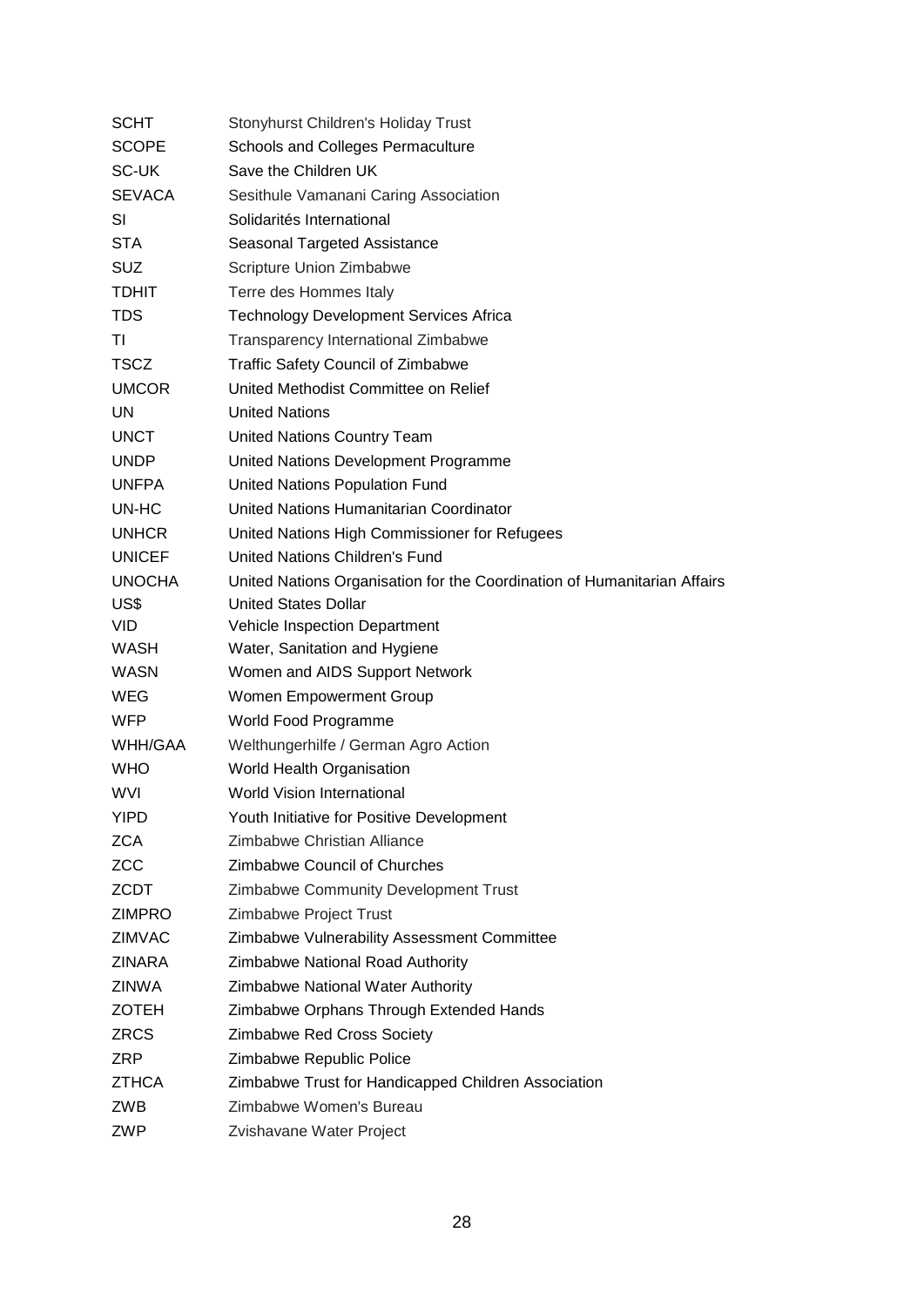| | |
|---|---|
| SCHT | Stonyhurst Children's Holiday Trust |
| SCOPE | Schools and Colleges Permaculture |
| SC-UK | Save the Children UK |
| SEVACA | Sesithule Vamanani Caring Association |
| SI | Solidarités International |
| STA | Seasonal Targeted Assistance |
| SUZ | Scripture Union Zimbabwe |
| TDHIT | Terre des Hommes Italy |
| TDS | Technology Development Services Africa |
| TI | Transparency International Zimbabwe |
| TSCZ | Traffic Safety Council of Zimbabwe |
| UMCOR | United Methodist Committee on Relief |
| UN | United Nations |
| UNCT | United Nations Country Team |
| UNDP | United Nations Development Programme |
| UNFPA | United Nations Population Fund |
| UN-HC | United Nations Humanitarian Coordinator |
| UNHCR | United Nations High Commissioner for Refugees |
| UNICEF | United Nations Children's Fund |
| UNOCHA | United Nations Organisation for the Coordination of Humanitarian Affairs |
| US$ | United States Dollar |
| VID | Vehicle Inspection Department |
| WASH | Water, Sanitation and Hygiene |
| WASN | Women and AIDS Support Network |
| WEG | Women Empowerment Group |
| WFP | World Food Programme |
| WHH/GAA | Welthungerhilfe / German Agro Action |
| WHO | World Health Organisation |
| WVI | World Vision International |
| YIPD | Youth Initiative for Positive Development |
| ZCA | Zimbabwe Christian Alliance |
| ZCC | Zimbabwe Council of Churches |
| ZCDT | Zimbabwe Community Development Trust |
| ZIMPRO | Zimbabwe Project Trust |
| ZIMVAC | Zimbabwe Vulnerability Assessment Committee |
| ZINARA | Zimbabwe National Road Authority |
| ZINWA | Zimbabwe National Water Authority |
| ZOTEH | Zimbabwe Orphans Through Extended Hands |
| ZRCS | Zimbabwe Red Cross Society |
| ZRP | Zimbabwe Republic Police |
| ZTHCA | Zimbabwe Trust for Handicapped Children Association |
| ZWB | Zimbabwe Women's Bureau |
| ZWP | Zvishavane Water Project |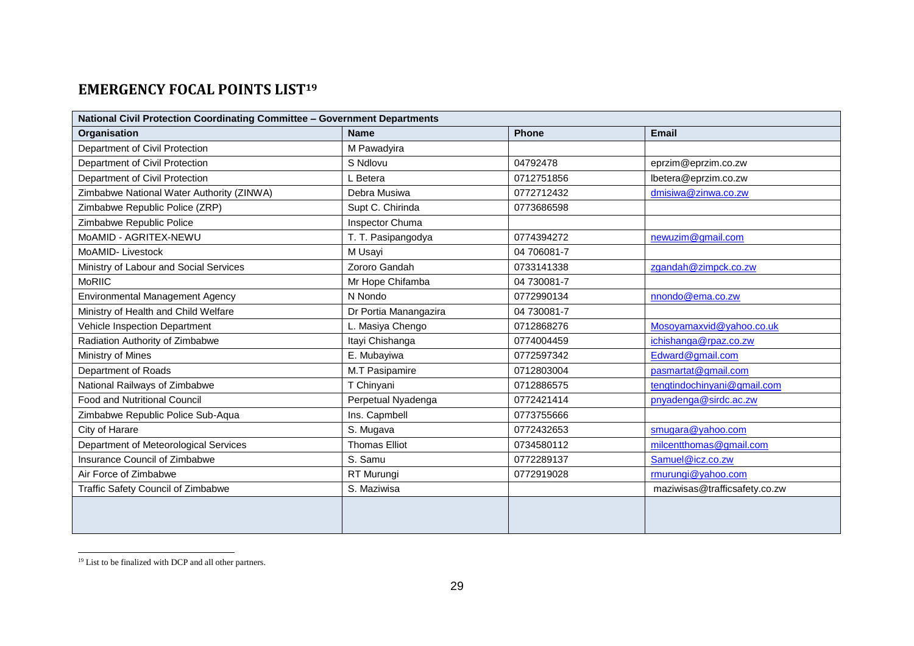## EMERGENCY FOCAL POINTS LIST[19]

| National Civil Protection Coordinating Committee – Government Departments | | | |
|---|---|---|---|
| **Organisation** | **Name** | **Phone** | **Email** |
| Department of Civil Protection | M Pawadyira | | |
| Department of Civil Protection | S Ndlovu | 04792478 | eprzim@eprzim.co.zw |
| Department of Civil Protection | L Betera | 0712751856 | lbetera@eprzim.co.zw |
| Zimbabwe National Water Authority (ZINWA) | Debra Musiwa | 0772712432 | dmisiwa@zinwa.co.zw |
| Zimbabwe Republic Police (ZRP) | Supt C. Chirinda | 0773686598 | |
| Zimbabwe Republic Police | Inspector Chuma | | |
| MoAMID - AGRITEX-NEWU | T. T. Pasipangodya | 0774394272 | newuzim@gmail.com |
| MoAMID- Livestock | M Usayi | 04 706081-7 | |
| Ministry of Labour and Social Services | Zororo Gandah | 0733141338 | zgandah@zimpck.co.zw |
| MoRIIC | Mr Hope Chifamba | 04 730081-7 | |
| Environmental Management Agency | N Nondo | 0772990134 | nnondo@ema.co.zw |
| Ministry of Health and Child Welfare | Dr Portia Manangazira | 04 730081-7 | |
| Vehicle Inspection Department | L. Masiya Chengo | 0712868276 | Mosoyamaxvid@yahoo.co.uk |
| Radiation Authority of Zimbabwe | Itayi Chishanga | 0774004459 | ichishanga@rpaz.co.zw |
| Ministry of Mines | E. Mubayiwa | 0772597342 | Edward@gmail.com |
| Department of Roads | M.T Pasipamire | 0712803004 | pasmartat@gmail.com |
| National Railways of Zimbabwe | T Chinyani | 0712886575 | tengtindochinyani@gmail.com |
| Food and Nutritional Council | Perpetual Nyadenga | 0772421414 | pnyadenga@sirdc.ac.zw |
| Zimbabwe Republic Police Sub-Aqua | Ins. Capmbell | 0773755666 | |
| City of Harare | S. Mugava | 0772432653 | smugara@yahoo.com |
| Department of Meteorological Services | Thomas Elliot | 0734580112 | milcentthomas@gmail.com |
| Insurance Council of Zimbabwe | S. Samu | 0772289137 | Samuel@icz.co.zw |
| Air Force of Zimbabwe | RT Murungi | 0772919028 | rmurungi@yahoo.com |
| Traffic Safety Council of Zimbabwe | S. Maziwisa | | maziwisas@trafficsafety.co.zw |
| | | | |

[19] List to be finalized with DCP and all other partners.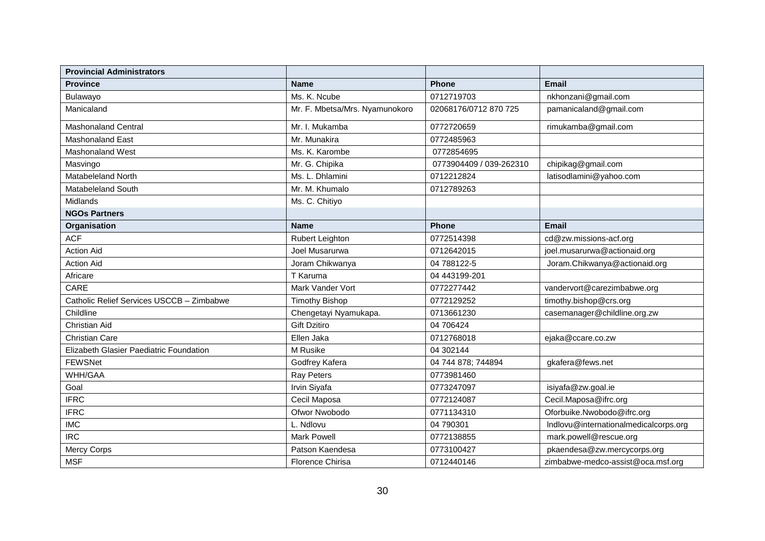| Provincial Administrators | | | |
|---|---|---|---|
| **Province** | **Name** | **Phone** | **Email** |
| Bulawayo | Ms. K. Ncube | 0712719703 | nkhonzani@gmail.com |
| Manicaland | Mr. F. Mbetsa/Mrs. Nyamunokoro | 02068176/0712 870 725 | pamanicaland@gmail.com |
| Mashonaland Central | Mr. I. Mukamba | 0772720659 | rimukamba@gmail.com |
| Mashonaland East | Mr. Munakira | 0772485963 | |
| Mashonaland West | Ms. K. Karombe | 0772854695 | |
| Masvingo | Mr. G. Chipika | 0773904409 / 039-262310 | chipikag@gmail.com |
| Matabeleland North | Ms. L. Dhlamini | 0712212824 | latisodlamini@yahoo.com |
| Matabeleland South | Mr. M. Khumalo | 0712789263 | |
| Midlands | Ms. C. Chitiyo | | |
| **NGOs Partners** | | | |
| **Organisation** | **Name** | **Phone** | **Email** |
| ACF | Rubert Leighton | 0772514398 | cd@zw.missions-acf.org |
| Action Aid | Joel Musarurwa | 0712642015 | joel.musarurwa@actionaid.org |
| Action Aid | Joram Chikwanya | 04 788122-5 | Joram.Chikwanya@actionaid.org |
| Africare | T Karuma | 04 443199-201 | |
| CARE | Mark Vander Vort | 0772277442 | vandervort@carezimbabwe.org |
| Catholic Relief Services USCCB – Zimbabwe | Timothy Bishop | 0772129252 | timothy.bishop@crs.org |
| Childline | Chengetayi Nyamukapa. | 0713661230 | casemanager@childline.org.zw |
| Christian Aid | Gift Dzitiro | 04 706424 | |
| Christian Care | Ellen Jaka | 0712768018 | ejaka@ccare.co.zw |
| Elizabeth Glasier Paediatric Foundation | M Rusike | 04 302144 | |
| FEWSNet | Godfrey Kafera | 04 744 878; 744894 | gkafera@fews.net |
| WHH/GAA | Ray Peters | 0773981460 | |
| Goal | Irvin Siyafa | 0773247097 | isiyafa@zw.goal.ie |
| IFRC | Cecil Maposa | 0772124087 | Cecil.Maposa@ifrc.org |
| IFRC | Ofwor Nwobodo | 0771134310 | Oforbuike.Nwobodo@ifrc.org |
| IMC | L. Ndlovu | 04 790301 | lndlovu@internationalmedicalcorps.org |
| IRC | Mark Powell | 0772138855 | mark.powell@rescue.org |
| Mercy Corps | Patson Kaendesa | 0773100427 | pkaendesa@zw.mercycorps.org |
| MSF | Florence Chirisa | 0712440146 | zimbabwe-medco-assist@oca.msf.org |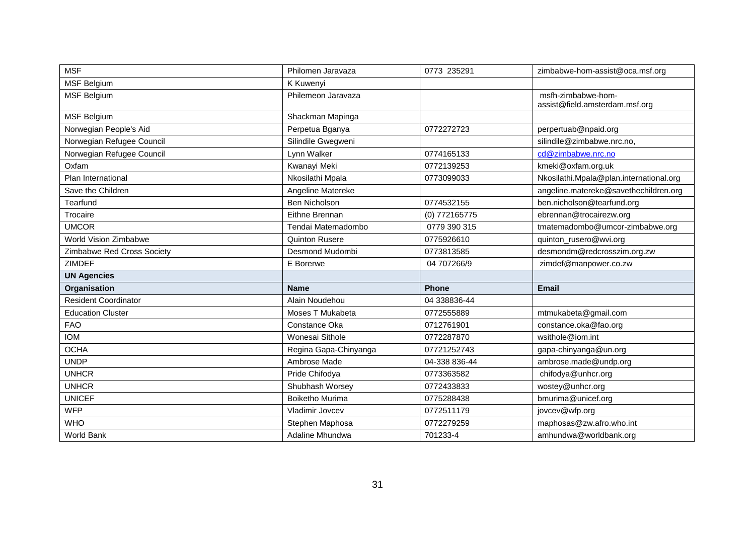| | | | |
|---|---|---|---|
| MSF | Philomen Jaravaza | 0773 235291 | zimbabwe-hom-assist@oca.msf.org |
| MSF Belgium | K Kuwenyi | | |
| MSF Belgium | Philemeon Jaravaza | | msfh-zimbabwe-hom-assist@field.amsterdam.msf.org |
| MSF Belgium | Shackman Mapinga | | |
| Norwegian People's Aid | Perpetua Bganya | 0772272723 | perpertuab@npaid.org |
| Norwegian Refugee Council | Silindile Gwegweni | | silindile@zimbabwe.nrc.no, |
| Norwegian Refugee Council | Lynn Walker | 0774165133 | cd@zimbabwe.nrc.no |
| Oxfam | Kwanayi Meki | 0772139253 | kmeki@oxfam.org.uk |
| Plan International | Nkosilathi Mpala | 0773099033 | Nkosilathi.Mpala@plan.international.org |
| Save the Children | Angeline Matereke | | angeline.matereke@savethechildren.org |
| Tearfund | Ben Nicholson | 0774532155 | ben.nicholson@tearfund.org |
| Trocaire | Eithne Brennan | (0) 772165775 | ebrennan@trocairezw.org |
| UMCOR | Tendai Matemadombo | 0779 390 315 | tmatemadombo@umcor-zimbabwe.org |
| World Vision Zimbabwe | Quinton Rusere | 0775926610 | quinton_rusero@wvi.org |
| Zimbabwe Red Cross Society | Desmond Mudombi | 0773813585 | desmondm@redcrosszim.org.zw |
| ZIMDEF | E Borerwe | 04 707266/9 | zimdef@manpower.co.zw |
| **UN Agencies** | | | |
| **Organisation** | **Name** | **Phone** | **Email** |
| Resident Coordinator | Alain Noudehou | 04 338836-44 | |
| Education Cluster | Moses T Mukabeta | 0772555889 | mtmukabeta@gmail.com |
| FAO | Constance Oka | 0712761901 | constance.oka@fao.org |
| IOM | Wonesai Sithole | 0772287870 | wsithole@iom.int |
| OCHA | Regina Gapa-Chinyanga | 07721252743 | gapa-chinyanga@un.org |
| UNDP | Ambrose Made | 04-338 836-44 | ambrose.made@undp.org |
| UNHCR | Pride Chifodya | 0773363582 | chifodya@unhcr.org |
| UNHCR | Shubhash Worsey | 0772433833 | wostey@unhcr.org |
| UNICEF | Boiketho Murima | 0775288438 | bmurima@unicef.org |
| WFP | Vladimir Jovcev | 0772511179 | jovcev@wfp.org |
| WHO | Stephen Maphosa | 0772279259 | maphosas@zw.afro.who.int |
| World Bank | Adaline Mhundwa | 701233-4 | amhundwa@worldbank.org |